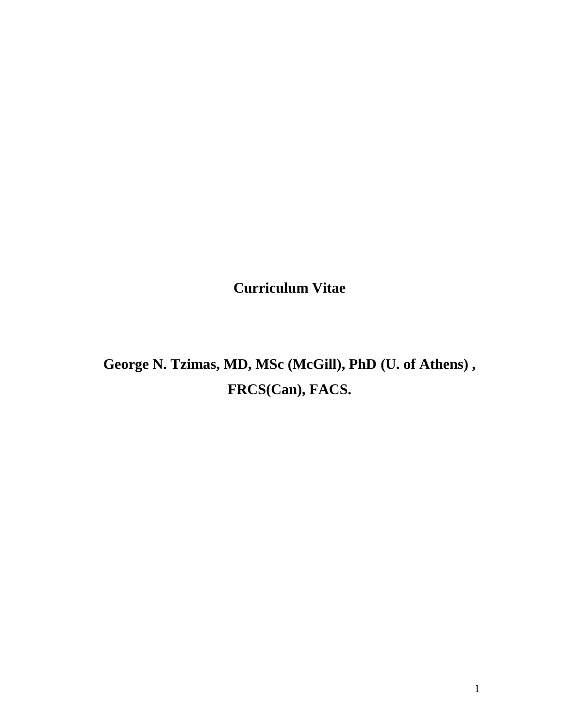# Curriculum Vitae

## George N. Tzimas, MD, MSc (McGill), PhD (U. of Athens) , FRCS(Can), FACS.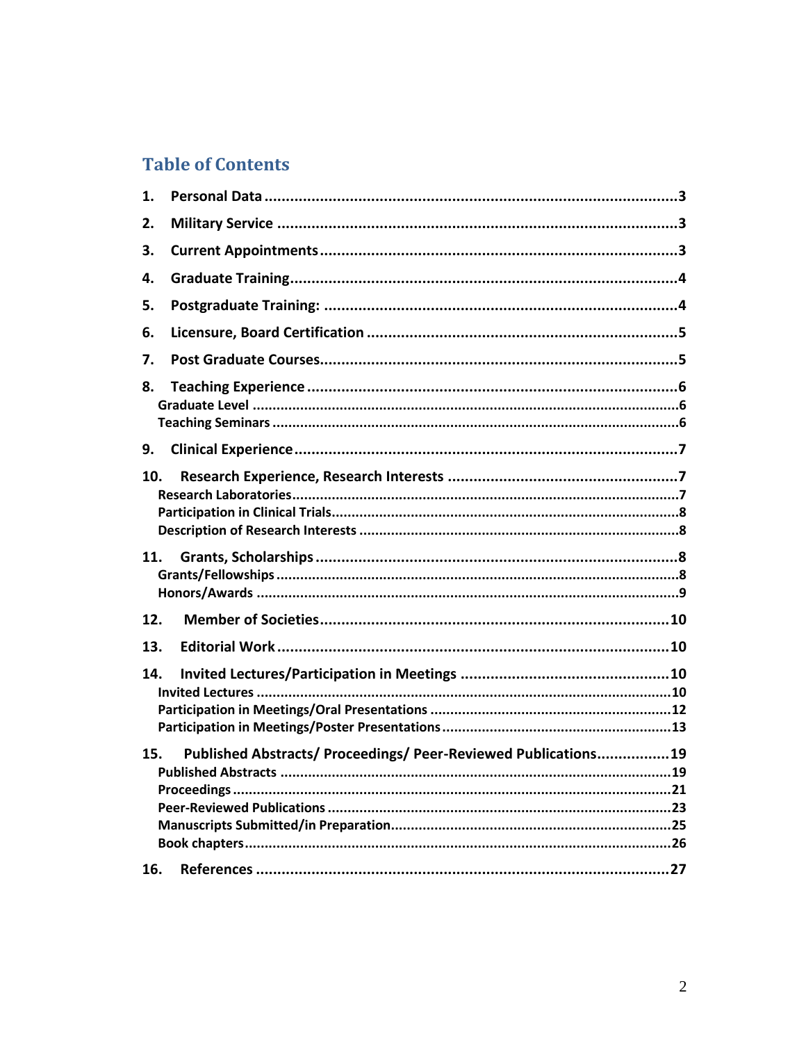# Table of Contents

1. **Personal Data** ........................................................................................3
2. **Military Service** ......................................................................................3
3. **Current Appointments** .............................................................................3
4. **Graduate Training** ...................................................................................4
5. **Postgraduate Training:** ............................................................................4
6. **Licensure, Board Certification** ................................................................5
7. **Post Graduate Courses** ............................................................................5
8. **Teaching Experience** ...............................................................................6
   - Graduate Level ..........................................................................................6
   - Teaching Seminars .....................................................................................6
9. **Clinical Experience** ..................................................................................7
10. **Research Experience, Research Interests** ...............................................7
    - Research Laboratories ..............................................................................7
    - Participation in Clinical Trials ...................................................................8
    - Description of Research Interests .............................................................8
11. **Grants, Scholarships** ..............................................................................8
    - Grants/Fellowships ...................................................................................8
    - Honors/Awards .........................................................................................9
12. **Member of Societies** ...............................................................................10
13. **Editorial Work** .......................................................................................10
14. **Invited Lectures/Participation in Meetings** ...........................................10
    - Invited Lectures ........................................................................................10
    - Participation in Meetings/Oral Presentations ............................................12
    - Participation in Meetings/Poster Presentations .........................................13
15. **Published Abstracts/ Proceedings/ Peer-Reviewed Publications** ..............19
    - Published Abstracts ..................................................................................19
    - Proceedings ..............................................................................................21
    - Peer-Reviewed Publications .....................................................................23
    - Manuscripts Submitted/in Preparation ......................................................25
    - Book chapters ...........................................................................................26
16. **References** .............................................................................................27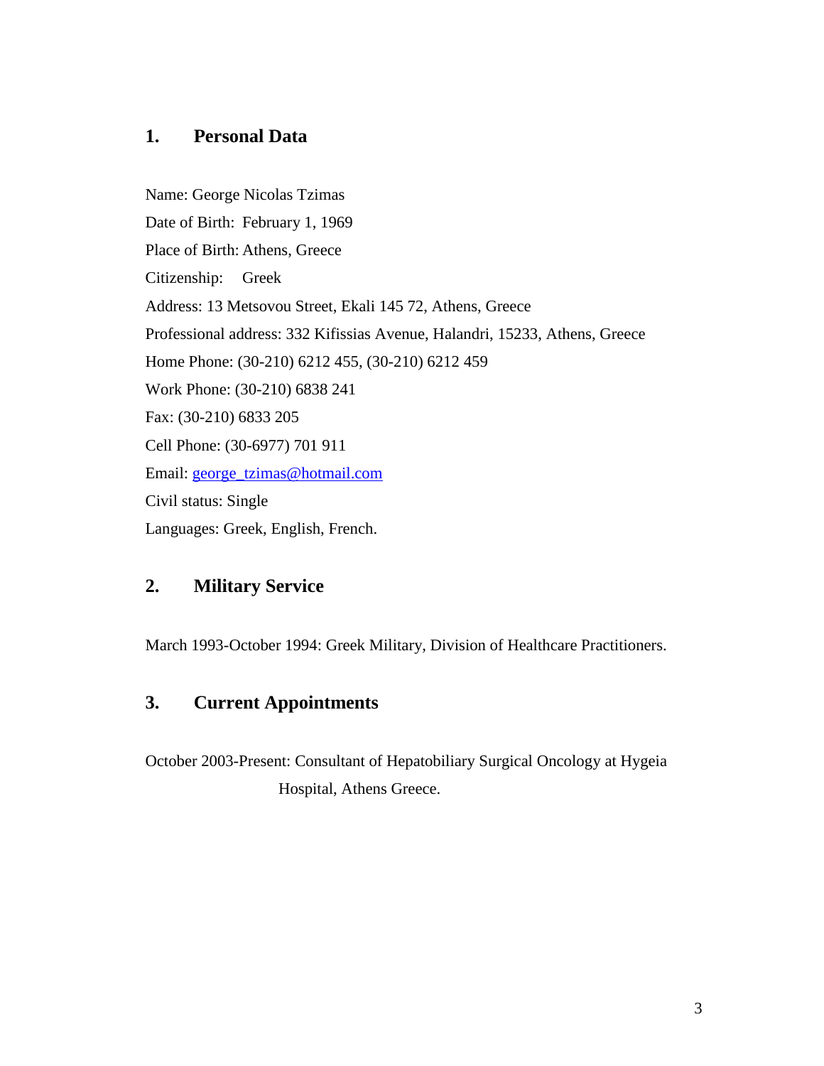## 1. Personal Data

Name: George Nicolas Tzimas
Date of Birth: February 1, 1969
Place of Birth: Athens, Greece
Citizenship: Greek
Address: 13 Metsovou Street, Ekali 145 72, Athens, Greece
Professional address: 332 Kifissias Avenue, Halandri, 15233, Athens, Greece
Home Phone: (30-210) 6212 455, (30-210) 6212 459
Work Phone: (30-210) 6838 241
Fax: (30-210) 6833 205
Cell Phone: (30-6977) 701 911
Email: george_tzimas@hotmail.com
Civil status: Single
Languages: Greek, English, French.

## 2. Military Service

March 1993-October 1994: Greek Military, Division of Healthcare Practitioners.

## 3. Current Appointments

October 2003-Present: Consultant of Hepatobiliary Surgical Oncology at Hygeia Hospital, Athens Greece.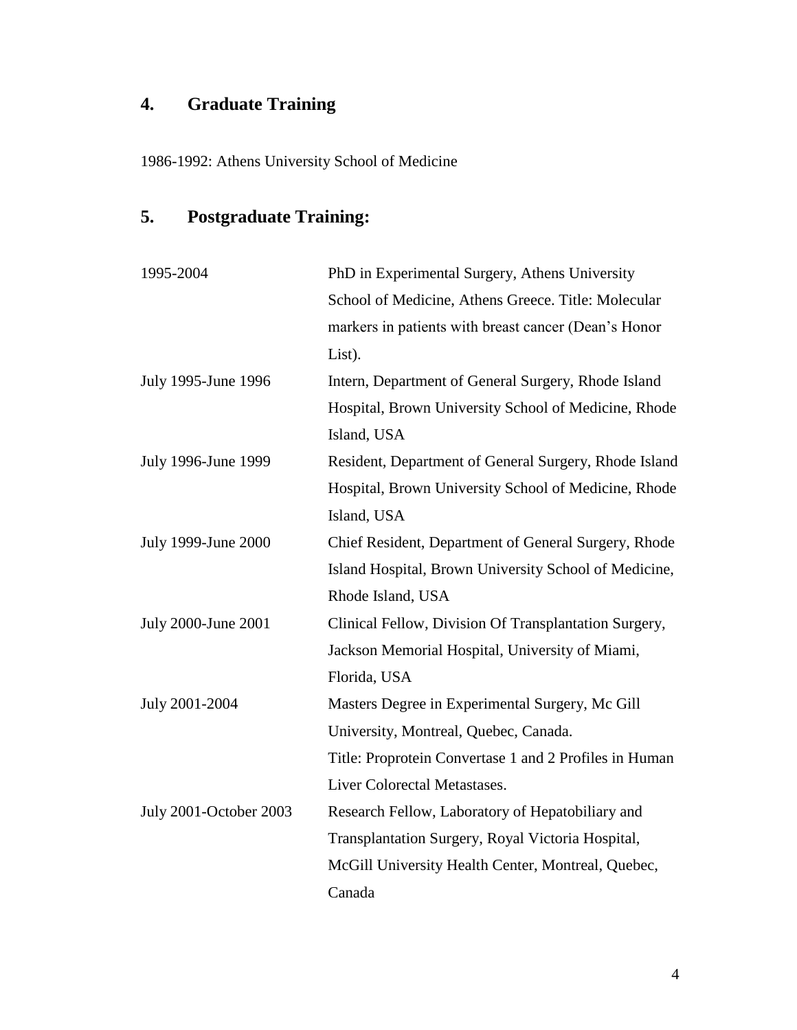## 4. Graduate Training

1986-1992: Athens University School of Medicine

## 5. Postgraduate Training:

| | |
|---|---|
| 1995-2004 | PhD in Experimental Surgery, Athens University School of Medicine, Athens Greece. Title: Molecular markers in patients with breast cancer (Dean's Honor List). |
| July 1995-June 1996 | Intern, Department of General Surgery, Rhode Island Hospital, Brown University School of Medicine, Rhode Island, USA |
| July 1996-June 1999 | Resident, Department of General Surgery, Rhode Island Hospital, Brown University School of Medicine, Rhode Island, USA |
| July 1999-June 2000 | Chief Resident, Department of General Surgery, Rhode Island Hospital, Brown University School of Medicine, Rhode Island, USA |
| July 2000-June 2001 | Clinical Fellow, Division Of Transplantation Surgery, Jackson Memorial Hospital, University of Miami, Florida, USA |
| July 2001-2004 | Masters Degree in Experimental Surgery, Mc Gill University, Montreal, Quebec, Canada. Title: Proprotein Convertase 1 and 2 Profiles in Human Liver Colorectal Metastases. |
| July 2001-October 2003 | Research Fellow, Laboratory of Hepatobiliary and Transplantation Surgery, Royal Victoria Hospital, McGill University Health Center, Montreal, Quebec, Canada |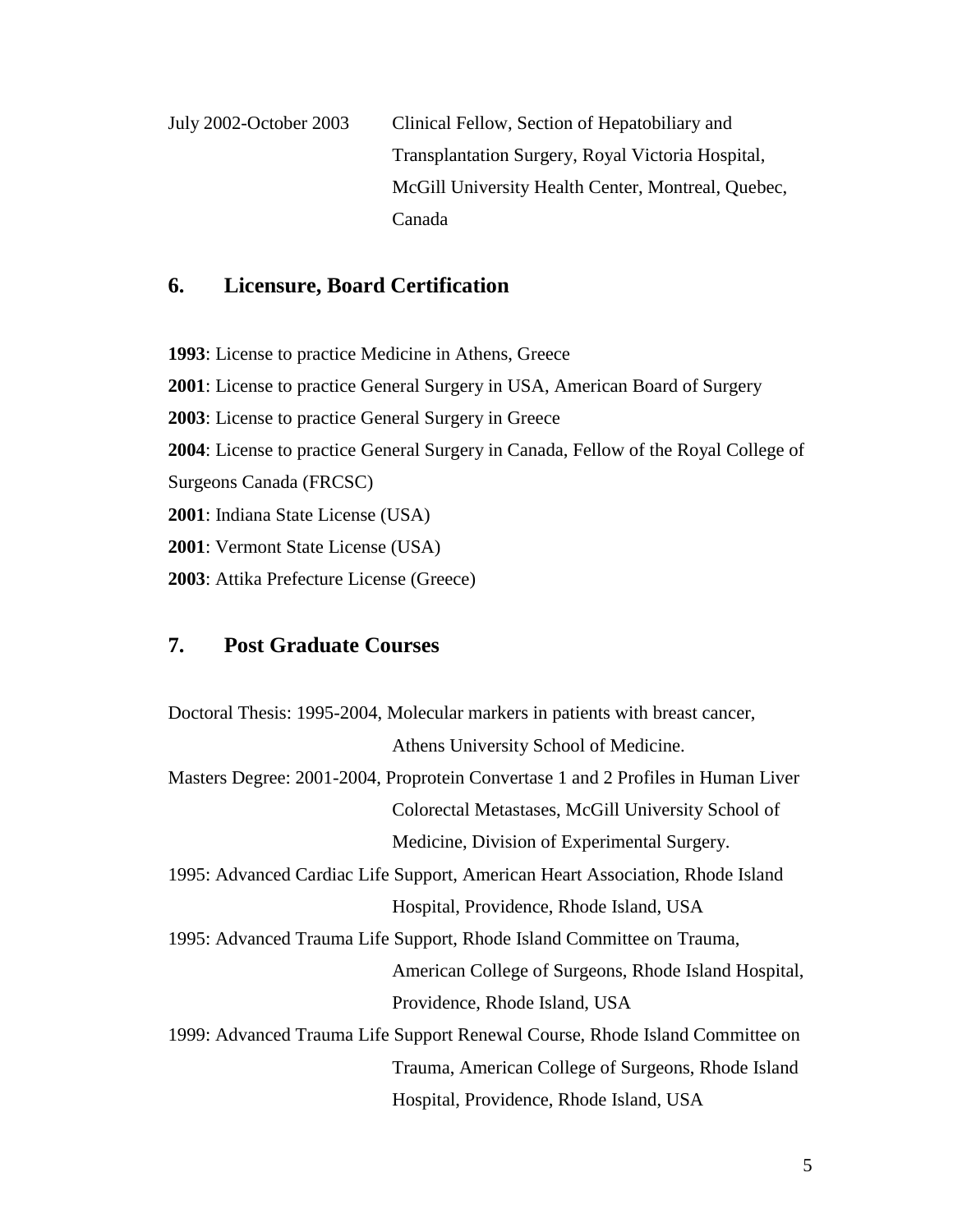July 2002-October 2003 Clinical Fellow, Section of Hepatobiliary and Transplantation Surgery, Royal Victoria Hospital, McGill University Health Center, Montreal, Quebec, Canada

## 6. Licensure, Board Certification

**1993**: License to practice Medicine in Athens, Greece

**2001**: License to practice General Surgery in USA, American Board of Surgery

**2003**: License to practice General Surgery in Greece

**2004**: License to practice General Surgery in Canada, Fellow of the Royal College of Surgeons Canada (FRCSC)

**2001**: Indiana State License (USA)

**2001**: Vermont State License (USA)

**2003**: Attika Prefecture License (Greece)

## 7. Post Graduate Courses

Doctoral Thesis: 1995-2004, Molecular markers in patients with breast cancer, Athens University School of Medicine.

Masters Degree: 2001-2004, Proprotein Convertase 1 and 2 Profiles in Human Liver Colorectal Metastases, McGill University School of Medicine, Division of Experimental Surgery.

1995: Advanced Cardiac Life Support, American Heart Association, Rhode Island Hospital, Providence, Rhode Island, USA

1995: Advanced Trauma Life Support, Rhode Island Committee on Trauma, American College of Surgeons, Rhode Island Hospital, Providence, Rhode Island, USA

1999: Advanced Trauma Life Support Renewal Course, Rhode Island Committee on Trauma, American College of Surgeons, Rhode Island Hospital, Providence, Rhode Island, USA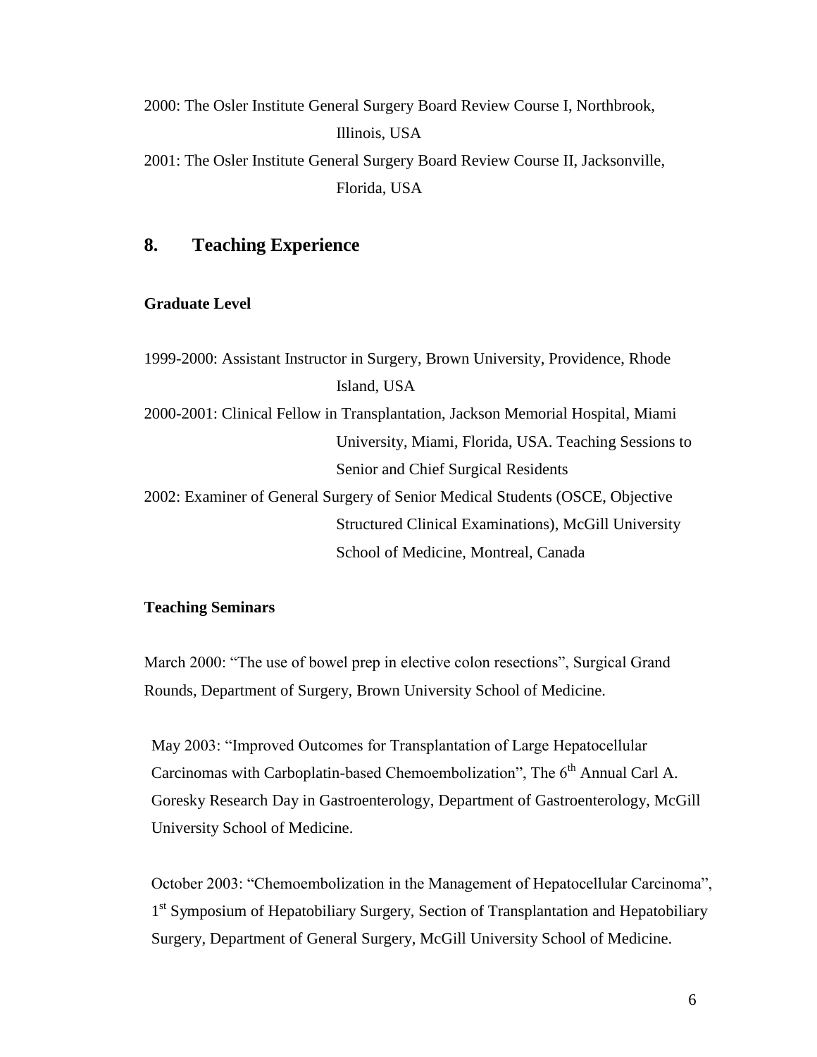2000: The Osler Institute General Surgery Board Review Course I, Northbrook, Illinois, USA

2001: The Osler Institute General Surgery Board Review Course II, Jacksonville, Florida, USA

## 8. Teaching Experience

### Graduate Level

1999-2000: Assistant Instructor in Surgery, Brown University, Providence, Rhode Island, USA

2000-2001: Clinical Fellow in Transplantation, Jackson Memorial Hospital, Miami University, Miami, Florida, USA. Teaching Sessions to Senior and Chief Surgical Residents

2002: Examiner of General Surgery of Senior Medical Students (OSCE, Objective Structured Clinical Examinations), McGill University School of Medicine, Montreal, Canada

### Teaching Seminars

March 2000: "The use of bowel prep in elective colon resections", Surgical Grand Rounds, Department of Surgery, Brown University School of Medicine.

May 2003: "Improved Outcomes for Transplantation of Large Hepatocellular Carcinomas with Carboplatin-based Chemoembolization", The 6th Annual Carl A. Goresky Research Day in Gastroenterology, Department of Gastroenterology, McGill University School of Medicine.

October 2003: "Chemoembolization in the Management of Hepatocellular Carcinoma", 1st Symposium of Hepatobiliary Surgery, Section of Transplantation and Hepatobiliary Surgery, Department of General Surgery, McGill University School of Medicine.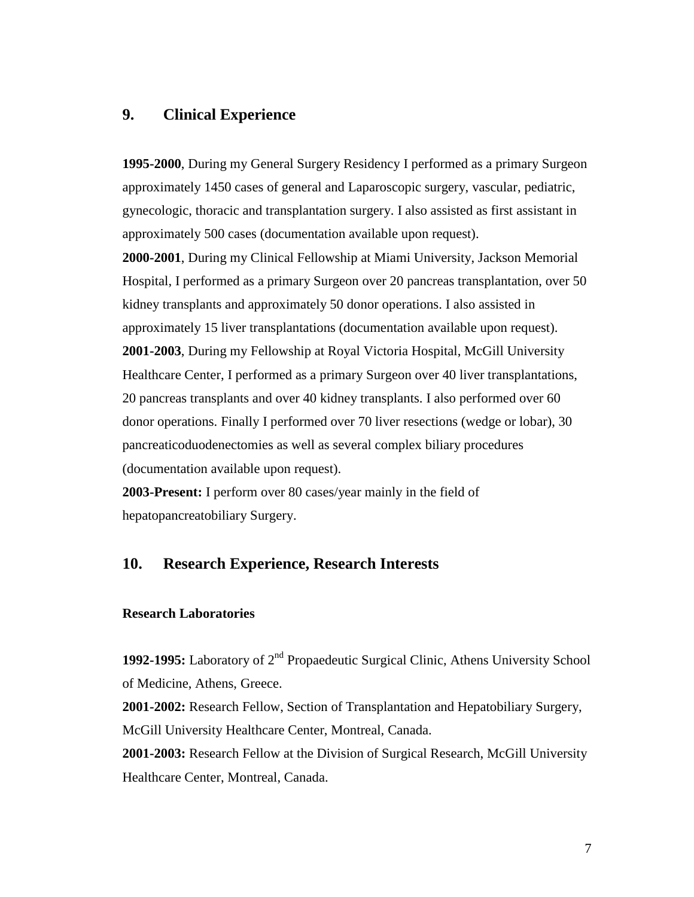## 9. Clinical Experience

**1995-2000**, During my General Surgery Residency I performed as a primary Surgeon approximately 1450 cases of general and Laparoscopic surgery, vascular, pediatric, gynecologic, thoracic and transplantation surgery. I also assisted as first assistant in approximately 500 cases (documentation available upon request).

**2000-2001**, During my Clinical Fellowship at Miami University, Jackson Memorial Hospital, I performed as a primary Surgeon over 20 pancreas transplantation, over 50 kidney transplants and approximately 50 donor operations. I also assisted in approximately 15 liver transplantations (documentation available upon request).

**2001-2003**, During my Fellowship at Royal Victoria Hospital, McGill University Healthcare Center, I performed as a primary Surgeon over 40 liver transplantations, 20 pancreas transplants and over 40 kidney transplants. I also performed over 60 donor operations. Finally I performed over 70 liver resections (wedge or lobar), 30 pancreaticoduodenectomies as well as several complex biliary procedures (documentation available upon request).

**2003-Present:** I perform over 80 cases/year mainly in the field of hepatopancreatobiliary Surgery.

## 10. Research Experience, Research Interests

### Research Laboratories

**1992-1995:** Laboratory of 2nd Propaedeutic Surgical Clinic, Athens University School of Medicine, Athens, Greece.

**2001-2002:** Research Fellow, Section of Transplantation and Hepatobiliary Surgery, McGill University Healthcare Center, Montreal, Canada.

**2001-2003:** Research Fellow at the Division of Surgical Research, McGill University Healthcare Center, Montreal, Canada.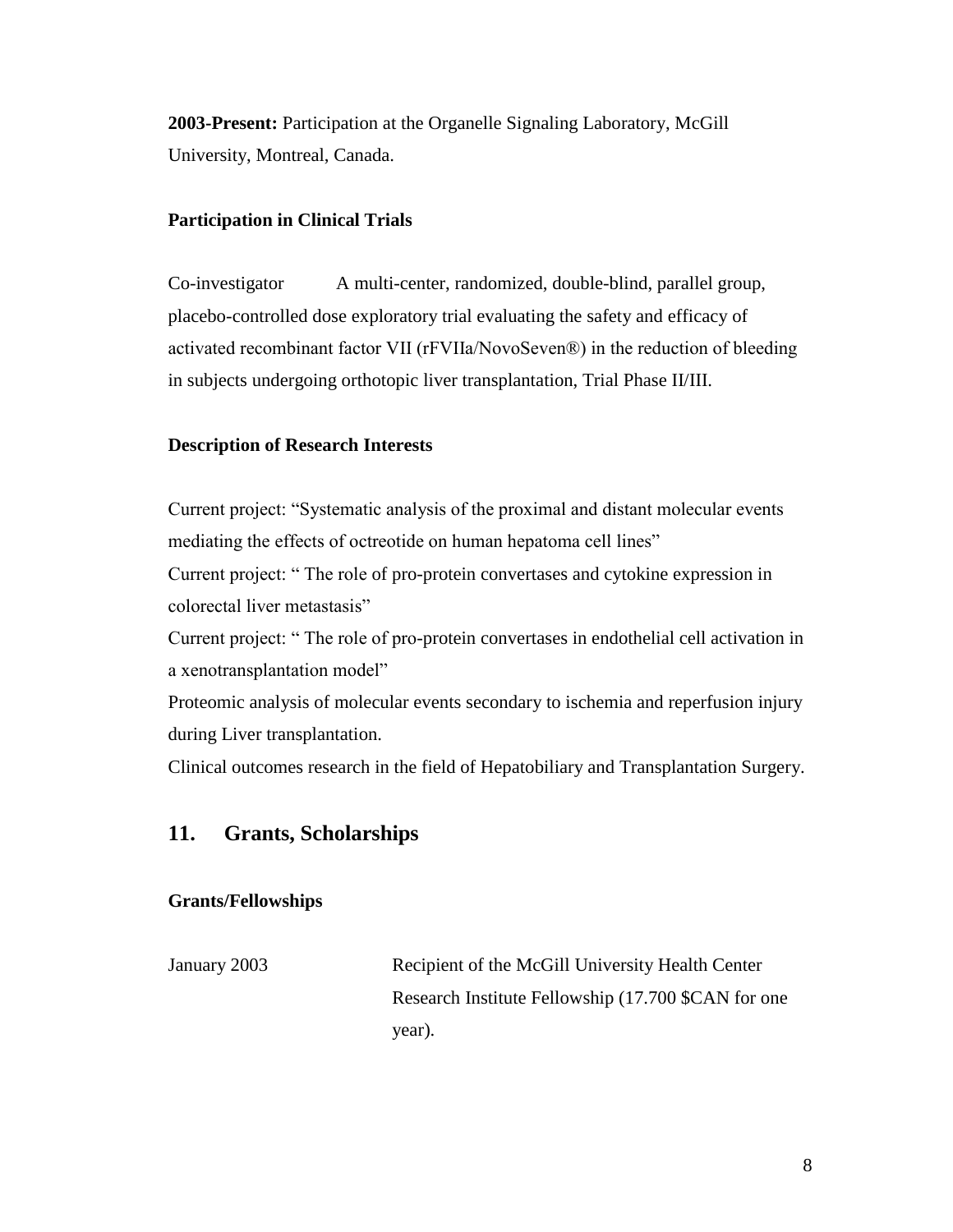**2003-Present:** Participation at the Organelle Signaling Laboratory, McGill University, Montreal, Canada.

**Participation in Clinical Trials**

Co-investigator A multi-center, randomized, double-blind, parallel group, placebo-controlled dose exploratory trial evaluating the safety and efficacy of activated recombinant factor VII (rFVIIa/NovoSeven®) in the reduction of bleeding in subjects undergoing orthotopic liver transplantation, Trial Phase II/III.

**Description of Research Interests**

Current project: "Systematic analysis of the proximal and distant molecular events mediating the effects of octreotide on human hepatoma cell lines"
Current project: " The role of pro-protein convertases and cytokine expression in colorectal liver metastasis"
Current project: " The role of pro-protein convertases in endothelial cell activation in a xenotransplantation model"
Proteomic analysis of molecular events secondary to ischemia and reperfusion injury during Liver transplantation.
Clinical outcomes research in the field of Hepatobiliary and Transplantation Surgery.

## 11. Grants, Scholarships

**Grants/Fellowships**

January 2003 Recipient of the McGill University Health Center Research Institute Fellowship (17.700 $CAN for one year).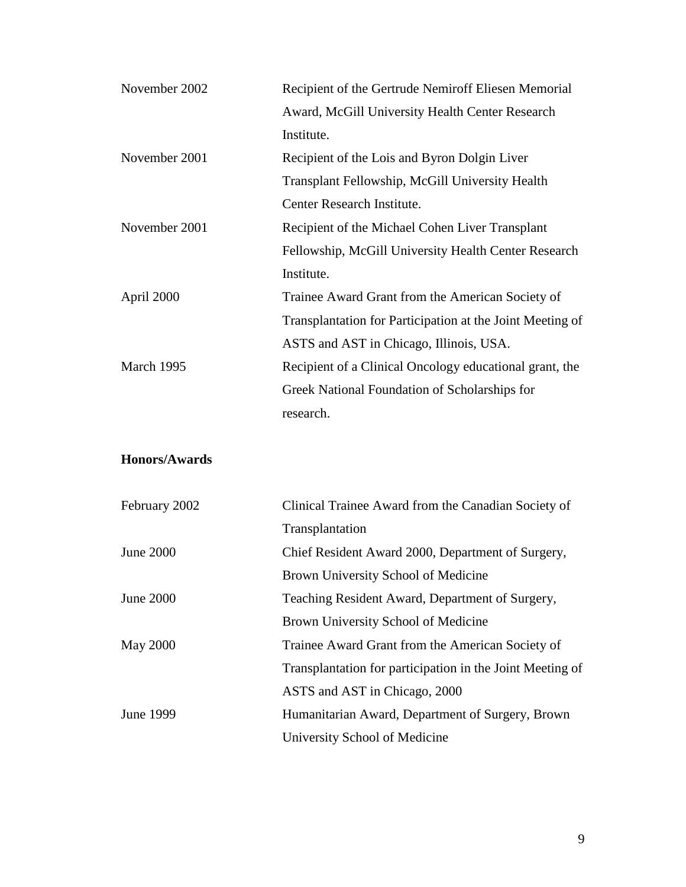| | |
|---|---|
| November 2002 | Recipient of the Gertrude Nemiroff Eliesen Memorial Award, McGill University Health Center Research Institute. |
| November 2001 | Recipient of the Lois and Byron Dolgin Liver Transplant Fellowship, McGill University Health Center Research Institute. |
| November 2001 | Recipient of the Michael Cohen Liver Transplant Fellowship, McGill University Health Center Research Institute. |
| April 2000 | Trainee Award Grant from the American Society of Transplantation for Participation at the Joint Meeting of ASTS and AST in Chicago, Illinois, USA. |
| March 1995 | Recipient of a Clinical Oncology educational grant, the Greek National Foundation of Scholarships for research. |

**Honors/Awards**

| | |
|---|---|
| February 2002 | Clinical Trainee Award from the Canadian Society of Transplantation |
| June 2000 | Chief Resident Award 2000, Department of Surgery, Brown University School of Medicine |
| June 2000 | Teaching Resident Award, Department of Surgery, Brown University School of Medicine |
| May 2000 | Trainee Award Grant from the American Society of Transplantation for participation in the Joint Meeting of ASTS and AST in Chicago, 2000 |
| June 1999 | Humanitarian Award, Department of Surgery, Brown University School of Medicine |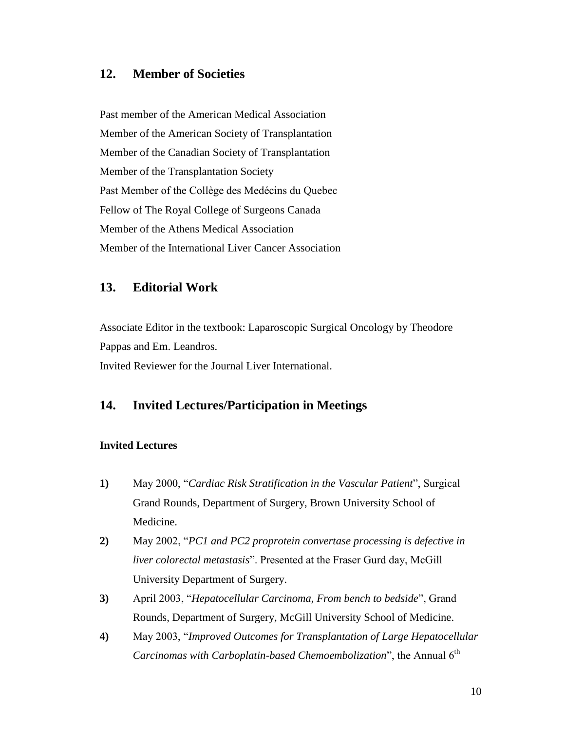## 12. Member of Societies

Past member of the American Medical Association
Member of the American Society of Transplantation
Member of the Canadian Society of Transplantation
Member of the Transplantation Society
Past Member of the Collège des Medécins du Quebec
Fellow of The Royal College of Surgeons Canada
Member of the Athens Medical Association
Member of the International Liver Cancer Association

## 13. Editorial Work

Associate Editor in the textbook: Laparoscopic Surgical Oncology by Theodore Pappas and Em. Leandros.
Invited Reviewer for the Journal Liver International.

## 14. Invited Lectures/Participation in Meetings

### Invited Lectures

**1)** May 2000, "*Cardiac Risk Stratification in the Vascular Patient*", Surgical Grand Rounds, Department of Surgery, Brown University School of Medicine.

**2)** May 2002, "*PC1 and PC2 proprotein convertase processing is defective in liver colorectal metastasis*". Presented at the Fraser Gurd day, McGill University Department of Surgery.

**3)** April 2003, "*Hepatocellular Carcinoma, From bench to bedside*", Grand Rounds, Department of Surgery, McGill University School of Medicine.

**4)** May 2003, "*Improved Outcomes for Transplantation of Large Hepatocellular Carcinomas with Carboplatin-based Chemoembolization*", the Annual 6th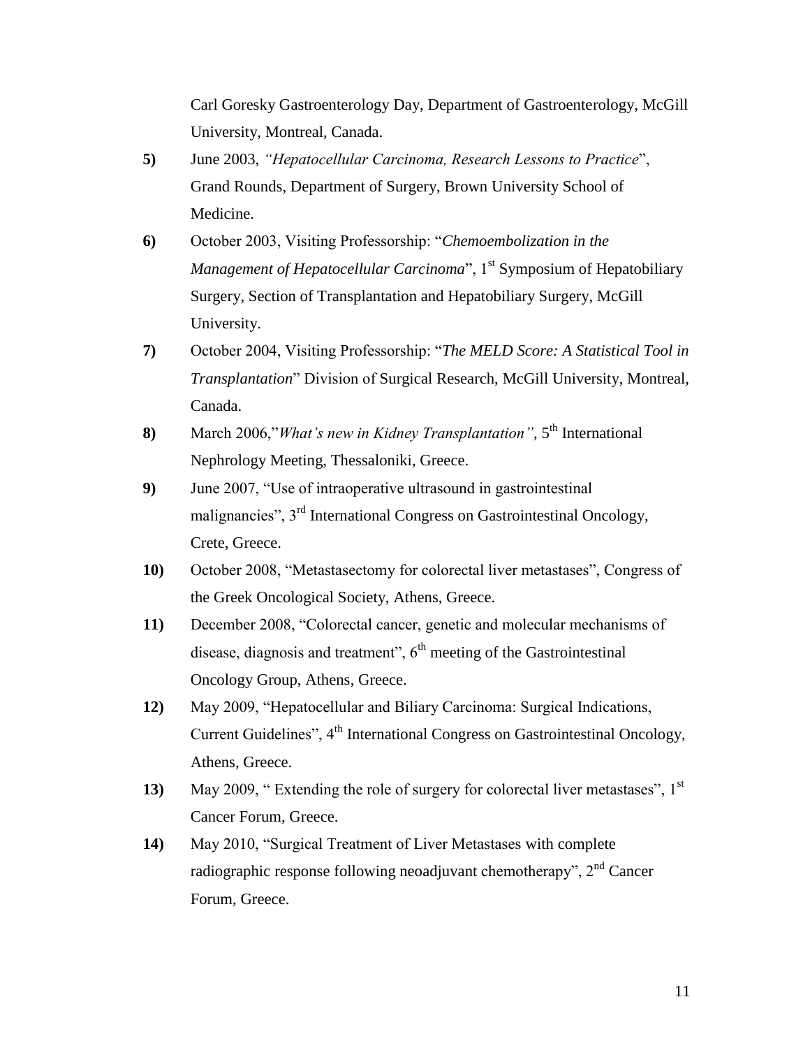Carl Goresky Gastroenterology Day, Department of Gastroenterology, McGill University, Montreal, Canada.

**5)** June 2003, *"Hepatocellular Carcinoma, Research Lessons to Practice*", Grand Rounds, Department of Surgery, Brown University School of Medicine.

**6)** October 2003, Visiting Professorship: "*Chemoembolization in the Management of Hepatocellular Carcinoma*", 1st Symposium of Hepatobiliary Surgery, Section of Transplantation and Hepatobiliary Surgery, McGill University.

**7)** October 2004, Visiting Professorship: "*The MELD Score: A Statistical Tool in Transplantation*" Division of Surgical Research, McGill University, Montreal, Canada.

**8)** March 2006,"*What's new in Kidney Transplantation"*, 5th International Nephrology Meeting, Thessaloniki, Greece.

**9)** June 2007, "Use of intraoperative ultrasound in gastrointestinal malignancies", 3rd International Congress on Gastrointestinal Oncology, Crete, Greece.

**10)** October 2008, "Metastasectomy for colorectal liver metastases", Congress of the Greek Oncological Society, Athens, Greece.

**11)** December 2008, "Colorectal cancer, genetic and molecular mechanisms of disease, diagnosis and treatment", 6th meeting of the Gastrointestinal Oncology Group, Athens, Greece.

**12)** May 2009, "Hepatocellular and Biliary Carcinoma: Surgical Indications, Current Guidelines", 4th International Congress on Gastrointestinal Oncology, Athens, Greece.

**13)** May 2009, " Extending the role of surgery for colorectal liver metastases", 1st Cancer Forum, Greece.

**14)** May 2010, "Surgical Treatment of Liver Metastases with complete radiographic response following neoadjuvant chemotherapy", 2nd Cancer Forum, Greece.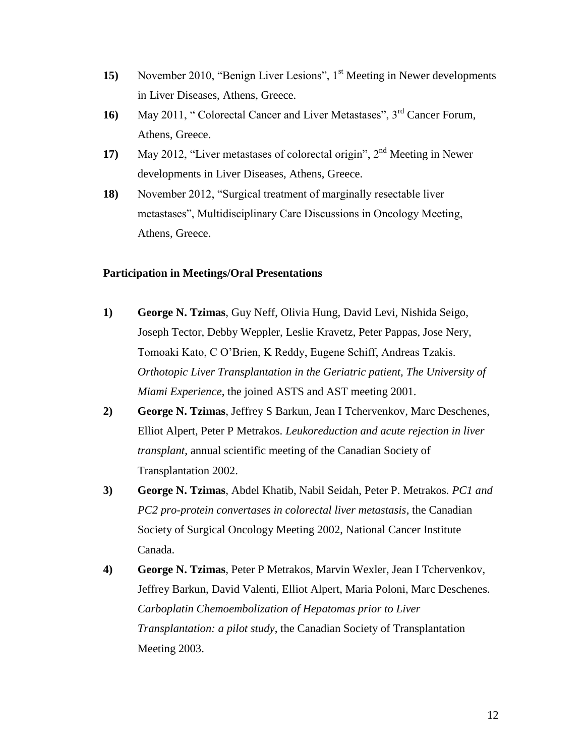**15)** November 2010, "Benign Liver Lesions", 1st Meeting in Newer developments in Liver Diseases, Athens, Greece.

**16)** May 2011, " Colorectal Cancer and Liver Metastases", 3rd Cancer Forum, Athens, Greece.

**17)** May 2012, "Liver metastases of colorectal origin", 2nd Meeting in Newer developments in Liver Diseases, Athens, Greece.

**18)** November 2012, "Surgical treatment of marginally resectable liver metastases", Multidisciplinary Care Discussions in Oncology Meeting, Athens, Greece.

**Participation in Meetings/Oral Presentations**

**1)** **George N. Tzimas**, Guy Neff, Olivia Hung, David Levi, Nishida Seigo, Joseph Tector, Debby Weppler, Leslie Kravetz, Peter Pappas, Jose Nery, Tomoaki Kato, C O'Brien, K Reddy, Eugene Schiff, Andreas Tzakis. *Orthotopic Liver Transplantation in the Geriatric patient, The University of Miami Experience*, the joined ASTS and AST meeting 2001.

**2)** **George N. Tzimas**, Jeffrey S Barkun, Jean I Tchervenkov, Marc Deschenes, Elliot Alpert, Peter P Metrakos. *Leukoreduction and acute rejection in liver transplant*, annual scientific meeting of the Canadian Society of Transplantation 2002.

**3)** **George N. Tzimas**, Abdel Khatib, Nabil Seidah, Peter P. Metrakos. *PC1 and PC2 pro-protein convertases in colorectal liver metastasis*, the Canadian Society of Surgical Oncology Meeting 2002, National Cancer Institute Canada.

**4)** **George N. Tzimas**, Peter P Metrakos, Marvin Wexler, Jean I Tchervenkov, Jeffrey Barkun, David Valenti, Elliot Alpert, Maria Poloni, Marc Deschenes. *Carboplatin Chemoembolization of Hepatomas prior to Liver Transplantation: a pilot study*, the Canadian Society of Transplantation Meeting 2003.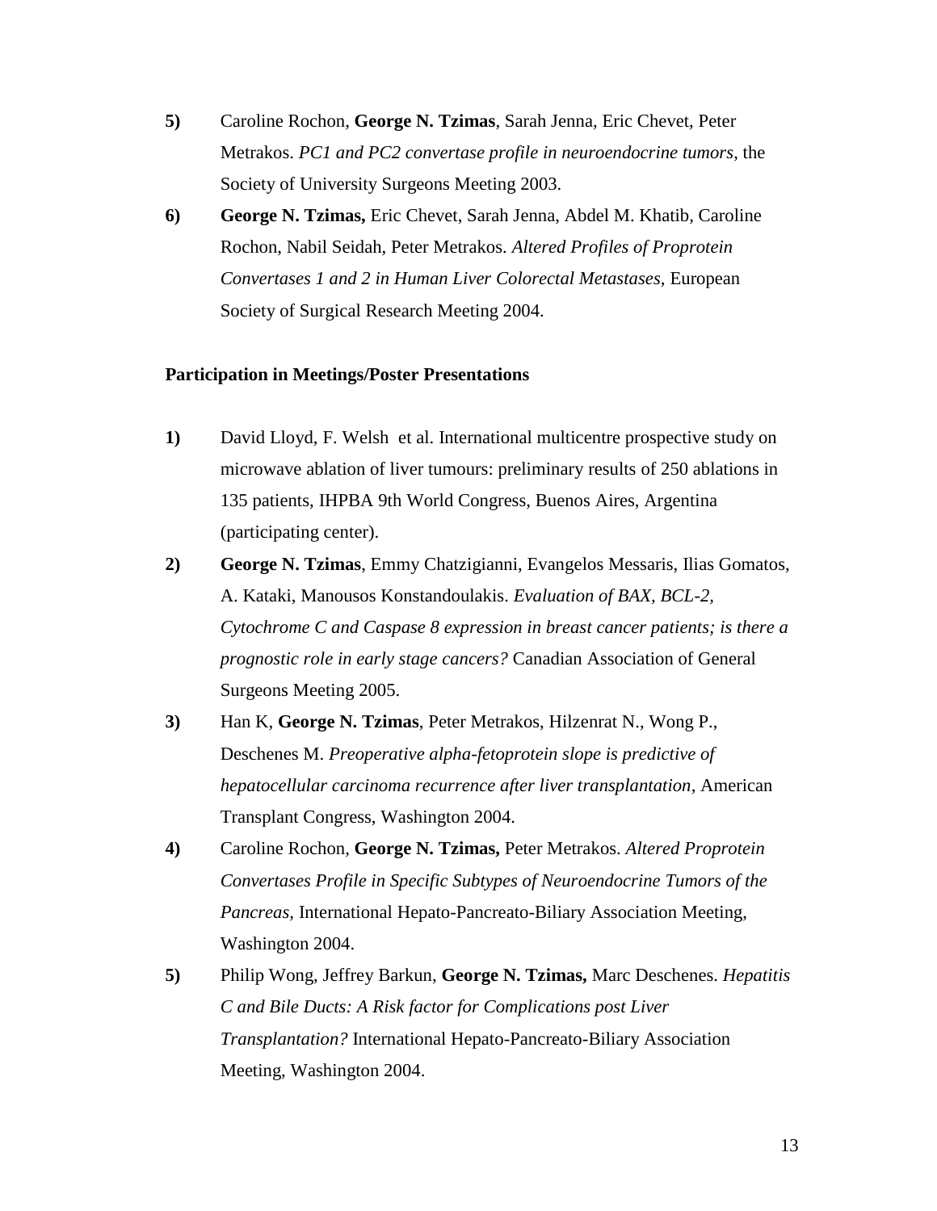**5)** Caroline Rochon, **George N. Tzimas**, Sarah Jenna, Eric Chevet, Peter Metrakos. *PC1 and PC2 convertase profile in neuroendocrine tumors*, the Society of University Surgeons Meeting 2003.

**6)** **George N. Tzimas,** Eric Chevet, Sarah Jenna, Abdel M. Khatib, Caroline Rochon, Nabil Seidah, Peter Metrakos. *Altered Profiles of Proprotein Convertases 1 and 2 in Human Liver Colorectal Metastases*, European Society of Surgical Research Meeting 2004.

**Participation in Meetings/Poster Presentations**

**1)** David Lloyd, F. Welsh et al. International multicentre prospective study on microwave ablation of liver tumours: preliminary results of 250 ablations in 135 patients, IHPBA 9th World Congress, Buenos Aires, Argentina (participating center).

**2)** **George N. Tzimas**, Emmy Chatzigianni, Evangelos Messaris, Ilias Gomatos, A. Kataki, Manousos Konstandoulakis. *Evaluation of BAX, BCL-2, Cytochrome C and Caspase 8 expression in breast cancer patients; is there a prognostic role in early stage cancers?* Canadian Association of General Surgeons Meeting 2005.

**3)** Han K, **George N. Tzimas**, Peter Metrakos, Hilzenrat N., Wong P., Deschenes M. *Preoperative alpha-fetoprotein slope is predictive of hepatocellular carcinoma recurrence after liver transplantation*, American Transplant Congress, Washington 2004.

**4)** Caroline Rochon, **George N. Tzimas,** Peter Metrakos. *Altered Proprotein Convertases Profile in Specific Subtypes of Neuroendocrine Tumors of the Pancreas*, International Hepato-Pancreato-Biliary Association Meeting, Washington 2004.

**5)** Philip Wong, Jeffrey Barkun, **George N. Tzimas,** Marc Deschenes. *Hepatitis C and Bile Ducts: A Risk factor for Complications post Liver Transplantation?* International Hepato-Pancreato-Biliary Association Meeting, Washington 2004.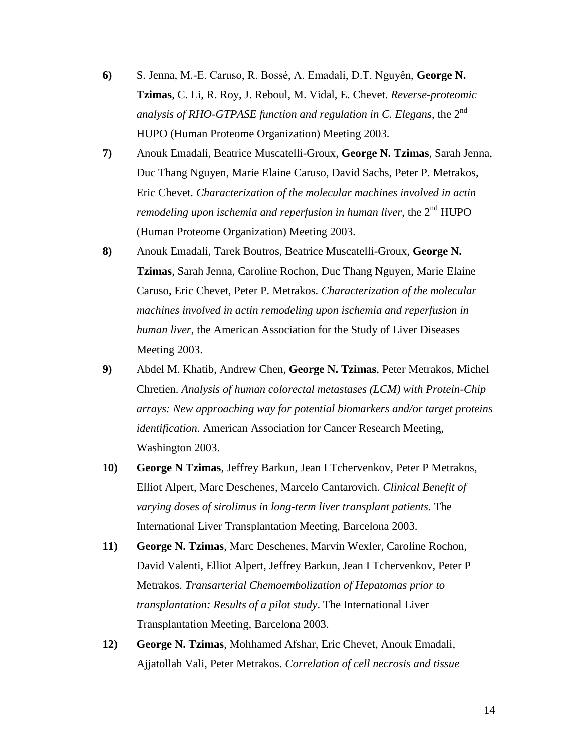**6)** S. Jenna, M.-E. Caruso, R. Bossé, A. Emadali, D.T. Nguyên, **George N. Tzimas**, C. Li, R. Roy, J. Reboul, M. Vidal, E. Chevet. *Reverse-proteomic analysis of RHO-GTPASE function and regulation in C. Elegans*, the 2nd HUPO (Human Proteome Organization) Meeting 2003.

**7)** Anouk Emadali, Beatrice Muscatelli-Groux, **George N. Tzimas**, Sarah Jenna, Duc Thang Nguyen, Marie Elaine Caruso, David Sachs, Peter P. Metrakos, Eric Chevet. *Characterization of the molecular machines involved in actin remodeling upon ischemia and reperfusion in human liver*, the 2nd HUPO (Human Proteome Organization) Meeting 2003.

**8)** Anouk Emadali, Tarek Boutros, Beatrice Muscatelli-Groux, **George N. Tzimas**, Sarah Jenna, Caroline Rochon, Duc Thang Nguyen, Marie Elaine Caruso, Eric Chevet, Peter P. Metrakos. *Characterization of the molecular machines involved in actin remodeling upon ischemia and reperfusion in human liver*, the American Association for the Study of Liver Diseases Meeting 2003.

**9)** Abdel M. Khatib, Andrew Chen, **George N. Tzimas**, Peter Metrakos, Michel Chretien. *Analysis of human colorectal metastases (LCM) with Protein-Chip arrays: New approaching way for potential biomarkers and/or target proteins identification.* American Association for Cancer Research Meeting, Washington 2003.

**10)** **George N Tzimas**, Jeffrey Barkun, Jean I Tchervenkov, Peter P Metrakos, Elliot Alpert, Marc Deschenes, Marcelo Cantarovich. *Clinical Benefit of varying doses of sirolimus in long-term liver transplant patients*. The International Liver Transplantation Meeting, Barcelona 2003.

**11)** **George N. Tzimas**, Marc Deschenes, Marvin Wexler, Caroline Rochon, David Valenti, Elliot Alpert, Jeffrey Barkun, Jean I Tchervenkov, Peter P Metrakos. *Transarterial Chemoembolization of Hepatomas prior to transplantation: Results of a pilot study*. The International Liver Transplantation Meeting, Barcelona 2003.

**12)** **George N. Tzimas**, Mohhamed Afshar, Eric Chevet, Anouk Emadali, Ajjatollah Vali, Peter Metrakos. *Correlation of cell necrosis and tissue*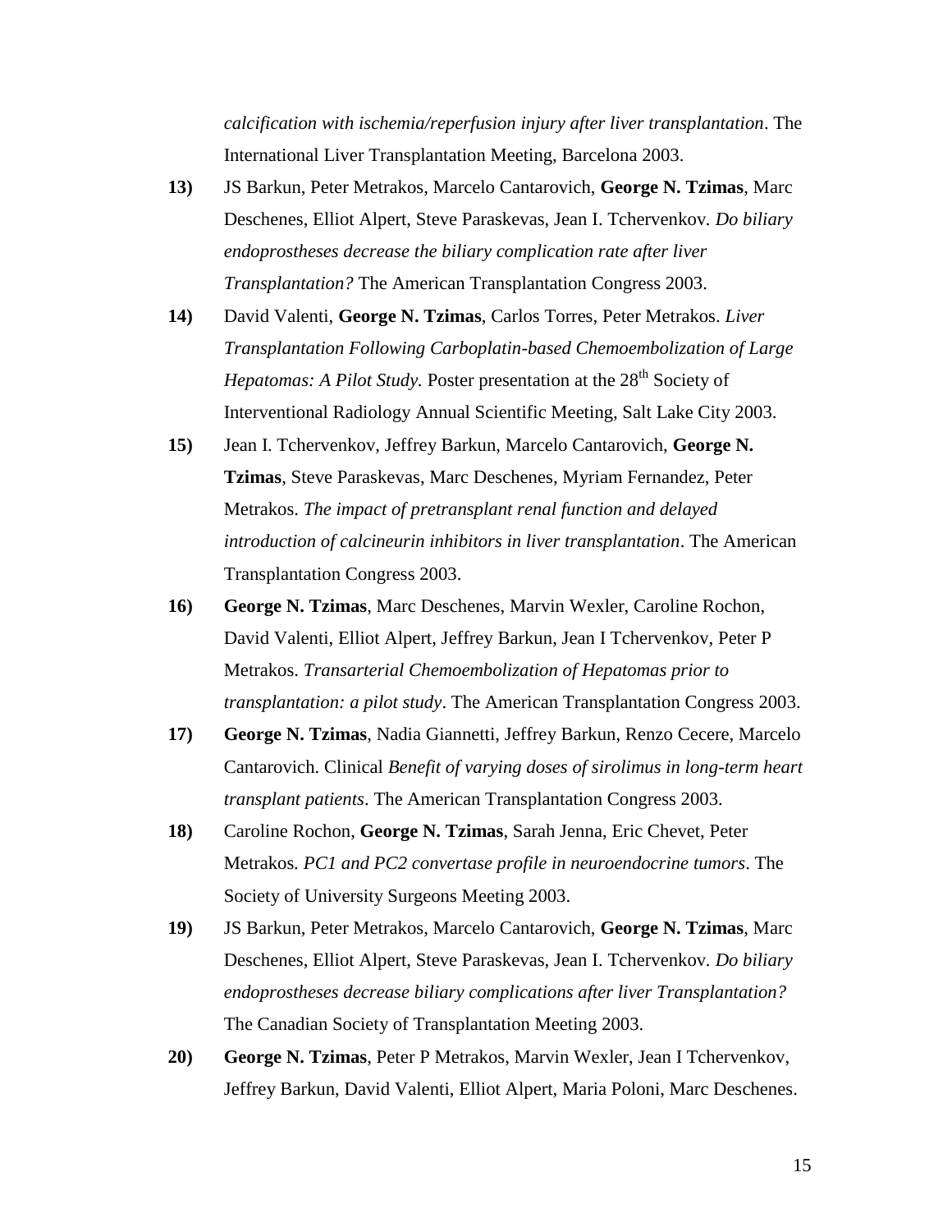*calcification with ischemia/reperfusion injury after liver transplantation*. The International Liver Transplantation Meeting, Barcelona 2003.

**13)** JS Barkun, Peter Metrakos, Marcelo Cantarovich, **George N. Tzimas**, Marc Deschenes, Elliot Alpert, Steve Paraskevas, Jean I. Tchervenkov. *Do biliary endoprostheses decrease the biliary complication rate after liver Transplantation?* The American Transplantation Congress 2003.

**14)** David Valenti, **George N. Tzimas**, Carlos Torres, Peter Metrakos. *Liver Transplantation Following Carboplatin-based Chemoembolization of Large Hepatomas: A Pilot Study.* Poster presentation at the 28th Society of Interventional Radiology Annual Scientific Meeting, Salt Lake City 2003.

**15)** Jean I. Tchervenkov, Jeffrey Barkun, Marcelo Cantarovich, **George N. Tzimas**, Steve Paraskevas, Marc Deschenes, Myriam Fernandez, Peter Metrakos. *The impact of pretransplant renal function and delayed introduction of calcineurin inhibitors in liver transplantation*. The American Transplantation Congress 2003.

**16)** **George N. Tzimas**, Marc Deschenes, Marvin Wexler, Caroline Rochon, David Valenti, Elliot Alpert, Jeffrey Barkun, Jean I Tchervenkov, Peter P Metrakos. *Transarterial Chemoembolization of Hepatomas prior to transplantation: a pilot study*. The American Transplantation Congress 2003.

**17)** **George N. Tzimas**, Nadia Giannetti, Jeffrey Barkun, Renzo Cecere, Marcelo Cantarovich. Clinical *Benefit of varying doses of sirolimus in long-term heart transplant patients*. The American Transplantation Congress 2003.

**18)** Caroline Rochon, **George N. Tzimas**, Sarah Jenna, Eric Chevet, Peter Metrakos. *PC1 and PC2 convertase profile in neuroendocrine tumors*. The Society of University Surgeons Meeting 2003.

**19)** JS Barkun, Peter Metrakos, Marcelo Cantarovich, **George N. Tzimas**, Marc Deschenes, Elliot Alpert, Steve Paraskevas, Jean I. Tchervenkov. *Do biliary endoprostheses decrease biliary complications after liver Transplantation?* The Canadian Society of Transplantation Meeting 2003.

**20)** **George N. Tzimas**, Peter P Metrakos, Marvin Wexler, Jean I Tchervenkov, Jeffrey Barkun, David Valenti, Elliot Alpert, Maria Poloni, Marc Deschenes.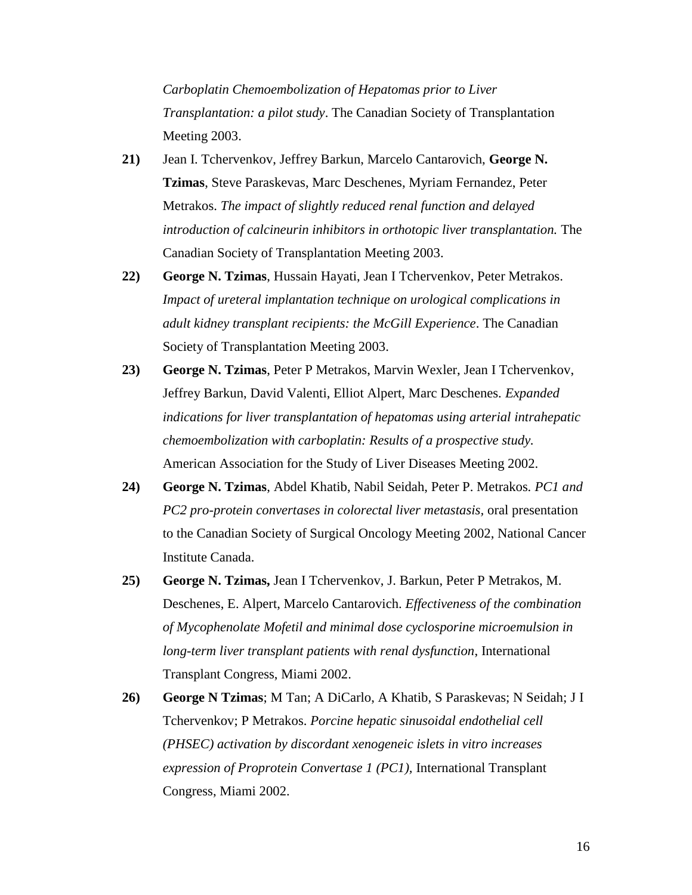*Carboplatin Chemoembolization of Hepatomas prior to Liver Transplantation: a pilot study*. The Canadian Society of Transplantation Meeting 2003.

**21)** Jean I. Tchervenkov, Jeffrey Barkun, Marcelo Cantarovich, **George N. Tzimas**, Steve Paraskevas, Marc Deschenes, Myriam Fernandez, Peter Metrakos. *The impact of slightly reduced renal function and delayed introduction of calcineurin inhibitors in orthotopic liver transplantation.* The Canadian Society of Transplantation Meeting 2003.

**22)** **George N. Tzimas**, Hussain Hayati, Jean I Tchervenkov, Peter Metrakos. *Impact of ureteral implantation technique on urological complications in adult kidney transplant recipients: the McGill Experience*. The Canadian Society of Transplantation Meeting 2003.

**23)** **George N. Tzimas**, Peter P Metrakos, Marvin Wexler, Jean I Tchervenkov, Jeffrey Barkun, David Valenti, Elliot Alpert, Marc Deschenes. *Expanded indications for liver transplantation of hepatomas using arterial intrahepatic chemoembolization with carboplatin: Results of a prospective study.* American Association for the Study of Liver Diseases Meeting 2002.

**24)** **George N. Tzimas**, Abdel Khatib, Nabil Seidah, Peter P. Metrakos. *PC1 and PC2 pro-protein convertases in colorectal liver metastasis*, oral presentation to the Canadian Society of Surgical Oncology Meeting 2002, National Cancer Institute Canada.

**25)** **George N. Tzimas,** Jean I Tchervenkov, J. Barkun, Peter P Metrakos, M. Deschenes, E. Alpert, Marcelo Cantarovich. *Effectiveness of the combination of Mycophenolate Mofetil and minimal dose cyclosporine microemulsion in long-term liver transplant patients with renal dysfunction*, International Transplant Congress, Miami 2002.

**26)** **George N Tzimas**; M Tan; A DiCarlo, A Khatib, S Paraskevas; N Seidah; J I Tchervenkov; P Metrakos. *Porcine hepatic sinusoidal endothelial cell (PHSEC) activation by discordant xenogeneic islets in vitro increases expression of Proprotein Convertase 1 (PC1)*, International Transplant Congress, Miami 2002.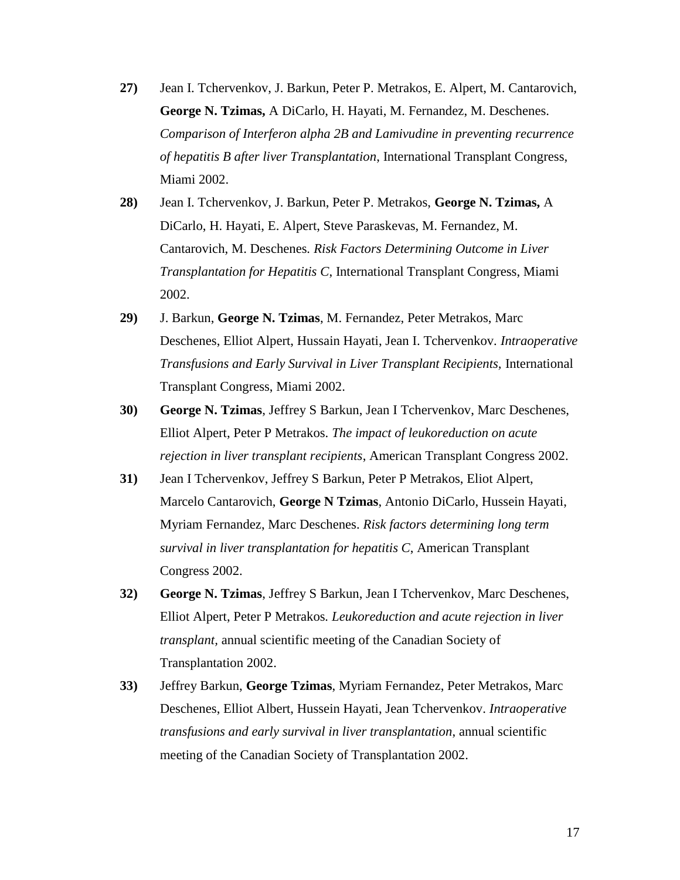**27)** Jean I. Tchervenkov, J. Barkun, Peter P. Metrakos, E. Alpert, M. Cantarovich, **George N. Tzimas,** A DiCarlo, H. Hayati, M. Fernandez, M. Deschenes. *Comparison of Interferon alpha 2B and Lamivudine in preventing recurrence of hepatitis B after liver Transplantation*, International Transplant Congress, Miami 2002.

**28)** Jean I. Tchervenkov, J. Barkun, Peter P. Metrakos, **George N. Tzimas,** A DiCarlo, H. Hayati, E. Alpert, Steve Paraskevas, M. Fernandez, M. Cantarovich, M. Deschenes. *Risk Factors Determining Outcome in Liver Transplantation for Hepatitis C*, International Transplant Congress, Miami 2002.

**29)** J. Barkun, **George N. Tzimas**, M. Fernandez, Peter Metrakos, Marc Deschenes, Elliot Alpert, Hussain Hayati, Jean I. Tchervenkov. *Intraoperative Transfusions and Early Survival in Liver Transplant Recipients,* International Transplant Congress, Miami 2002.

**30)** **George N. Tzimas**, Jeffrey S Barkun, Jean I Tchervenkov, Marc Deschenes, Elliot Alpert, Peter P Metrakos. *The impact of leukoreduction on acute rejection in liver transplant recipients,* American Transplant Congress 2002.

**31)** Jean I Tchervenkov, Jeffrey S Barkun, Peter P Metrakos, Eliot Alpert, Marcelo Cantarovich, **George N Tzimas**, Antonio DiCarlo, Hussein Hayati, Myriam Fernandez, Marc Deschenes. *Risk factors determining long term survival in liver transplantation for hepatitis C*, American Transplant Congress 2002.

**32)** **George N. Tzimas**, Jeffrey S Barkun, Jean I Tchervenkov, Marc Deschenes, Elliot Alpert, Peter P Metrakos. *Leukoreduction and acute rejection in liver transplant,* annual scientific meeting of the Canadian Society of Transplantation 2002.

**33)** Jeffrey Barkun, **George Tzimas**, Myriam Fernandez, Peter Metrakos, Marc Deschenes, Elliot Albert, Hussein Hayati, Jean Tchervenkov. *Intraoperative transfusions and early survival in liver transplantation*, annual scientific meeting of the Canadian Society of Transplantation 2002.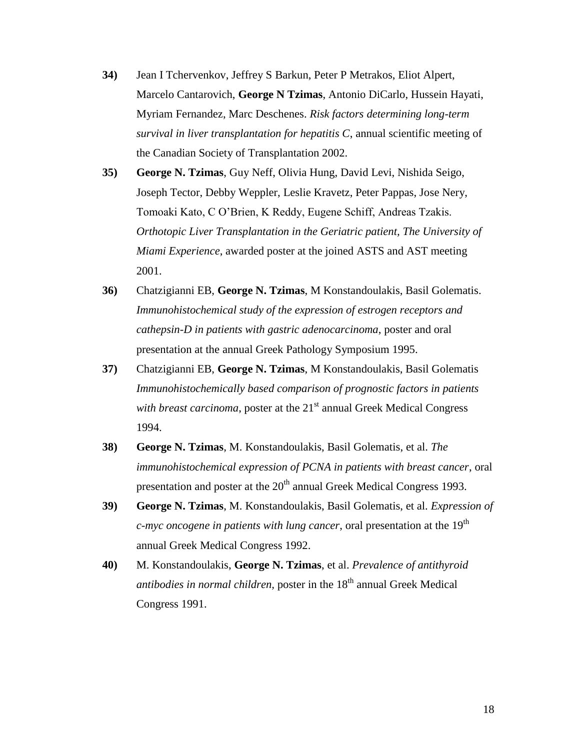**34)** Jean I Tchervenkov, Jeffrey S Barkun, Peter P Metrakos, Eliot Alpert, Marcelo Cantarovich, **George N Tzimas**, Antonio DiCarlo, Hussein Hayati, Myriam Fernandez, Marc Deschenes. *Risk factors determining long-term survival in liver transplantation for hepatitis C*, annual scientific meeting of the Canadian Society of Transplantation 2002.

**35)** **George N. Tzimas**, Guy Neff, Olivia Hung, David Levi, Nishida Seigo, Joseph Tector, Debby Weppler, Leslie Kravetz, Peter Pappas, Jose Nery, Tomoaki Kato, C O'Brien, K Reddy, Eugene Schiff, Andreas Tzakis. *Orthotopic Liver Transplantation in the Geriatric patient, The University of Miami Experience*, awarded poster at the joined ASTS and AST meeting 2001.

**36)** Chatzigianni EB, **George N. Tzimas**, M Konstandoulakis, Basil Golematis. *Immunohistochemical study of the expression of estrogen receptors and cathepsin-D in patients with gastric adenocarcinoma*, poster and oral presentation at the annual Greek Pathology Symposium 1995.

**37)** Chatzigianni EB, **George N. Tzimas**, M Konstandoulakis, Basil Golematis *Immunohistochemically based comparison of prognostic factors in patients with breast carcinoma*, poster at the 21st annual Greek Medical Congress 1994.

**38)** **George N. Tzimas**, M. Konstandoulakis, Basil Golematis, et al. *The immunohistochemical expression of PCNA in patients with breast cancer*, oral presentation and poster at the 20th annual Greek Medical Congress 1993.

**39)** **George N. Tzimas**, M. Konstandoulakis, Basil Golematis, et al. *Expression of c-myc oncogene in patients with lung cancer*, oral presentation at the 19th annual Greek Medical Congress 1992.

**40)** M. Konstandoulakis, **George N. Tzimas**, et al. *Prevalence of antithyroid antibodies in normal children*, poster in the 18th annual Greek Medical Congress 1991.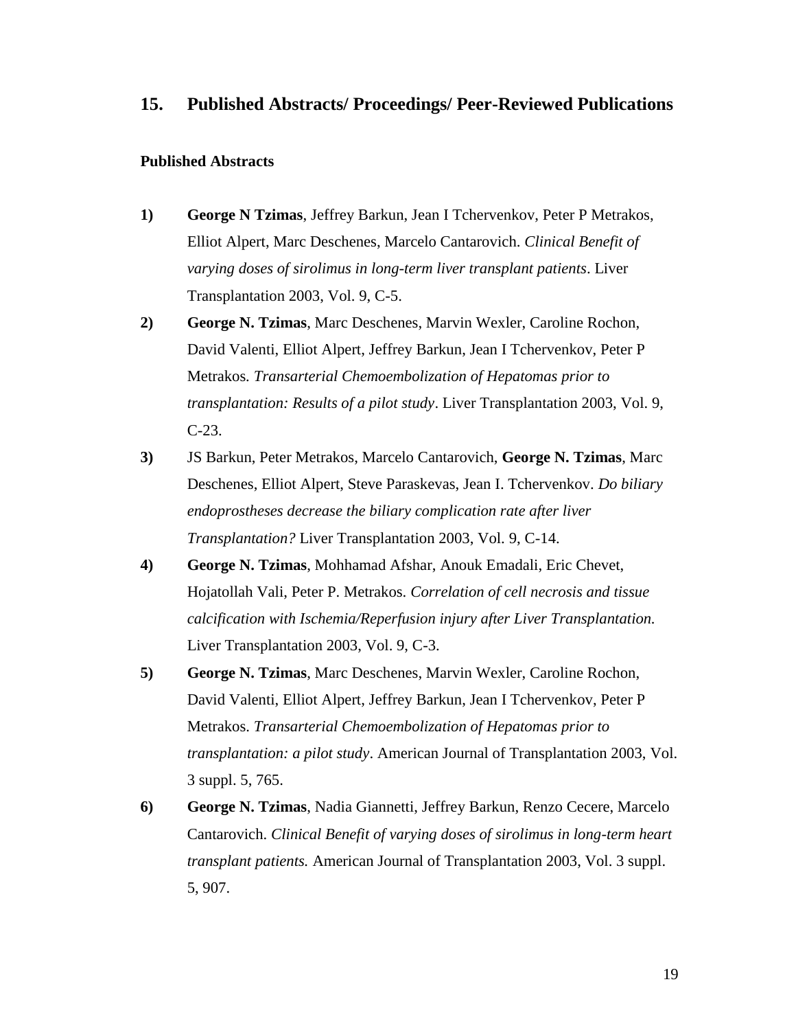## 15. Published Abstracts/ Proceedings/ Peer-Reviewed Publications

### Published Abstracts

1) **George N Tzimas**, Jeffrey Barkun, Jean I Tchervenkov, Peter P Metrakos, Elliot Alpert, Marc Deschenes, Marcelo Cantarovich. *Clinical Benefit of varying doses of sirolimus in long-term liver transplant patients*. Liver Transplantation 2003, Vol. 9, C-5.

2) **George N. Tzimas**, Marc Deschenes, Marvin Wexler, Caroline Rochon, David Valenti, Elliot Alpert, Jeffrey Barkun, Jean I Tchervenkov, Peter P Metrakos. *Transarterial Chemoembolization of Hepatomas prior to transplantation: Results of a pilot study*. Liver Transplantation 2003, Vol. 9, C-23.

3) JS Barkun, Peter Metrakos, Marcelo Cantarovich, **George N. Tzimas**, Marc Deschenes, Elliot Alpert, Steve Paraskevas, Jean I. Tchervenkov. *Do biliary endoprostheses decrease the biliary complication rate after liver Transplantation?* Liver Transplantation 2003, Vol. 9, C-14.

4) **George N. Tzimas**, Mohhamad Afshar, Anouk Emadali, Eric Chevet, Hojatollah Vali, Peter P. Metrakos. *Correlation of cell necrosis and tissue calcification with Ischemia/Reperfusion injury after Liver Transplantation.* Liver Transplantation 2003, Vol. 9, C-3.

5) **George N. Tzimas**, Marc Deschenes, Marvin Wexler, Caroline Rochon, David Valenti, Elliot Alpert, Jeffrey Barkun, Jean I Tchervenkov, Peter P Metrakos. *Transarterial Chemoembolization of Hepatomas prior to transplantation: a pilot study*. American Journal of Transplantation 2003, Vol. 3 suppl. 5, 765.

6) **George N. Tzimas**, Nadia Giannetti, Jeffrey Barkun, Renzo Cecere, Marcelo Cantarovich. *Clinical Benefit of varying doses of sirolimus in long-term heart transplant patients.* American Journal of Transplantation 2003, Vol. 3 suppl. 5, 907.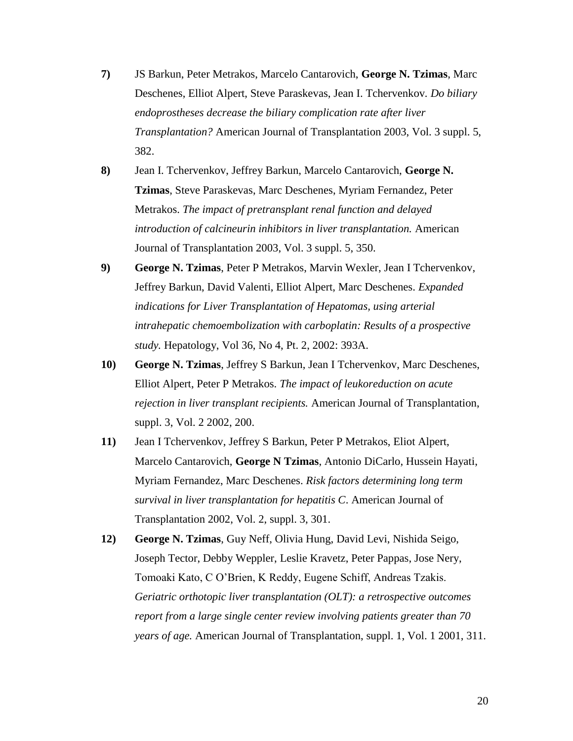**7)** JS Barkun, Peter Metrakos, Marcelo Cantarovich, **George N. Tzimas**, Marc Deschenes, Elliot Alpert, Steve Paraskevas, Jean I. Tchervenkov. *Do biliary endoprostheses decrease the biliary complication rate after liver Transplantation?* American Journal of Transplantation 2003, Vol. 3 suppl. 5, 382.

**8)** Jean I. Tchervenkov, Jeffrey Barkun, Marcelo Cantarovich, **George N. Tzimas**, Steve Paraskevas, Marc Deschenes, Myriam Fernandez, Peter Metrakos. *The impact of pretransplant renal function and delayed introduction of calcineurin inhibitors in liver transplantation.* American Journal of Transplantation 2003, Vol. 3 suppl. 5, 350.

**9)** **George N. Tzimas**, Peter P Metrakos, Marvin Wexler, Jean I Tchervenkov, Jeffrey Barkun, David Valenti, Elliot Alpert, Marc Deschenes. *Expanded indications for Liver Transplantation of Hepatomas, using arterial intrahepatic chemoembolization with carboplatin: Results of a prospective study.* Hepatology, Vol 36, No 4, Pt. 2, 2002: 393A.

**10)** **George N. Tzimas**, Jeffrey S Barkun, Jean I Tchervenkov, Marc Deschenes, Elliot Alpert, Peter P Metrakos. *The impact of leukoreduction on acute rejection in liver transplant recipients.* American Journal of Transplantation, suppl. 3, Vol. 2 2002, 200.

**11)** Jean I Tchervenkov, Jeffrey S Barkun, Peter P Metrakos, Eliot Alpert, Marcelo Cantarovich, **George N Tzimas**, Antonio DiCarlo, Hussein Hayati, Myriam Fernandez, Marc Deschenes. *Risk factors determining long term survival in liver transplantation for hepatitis C.* American Journal of Transplantation 2002, Vol. 2, suppl. 3, 301.

**12)** **George N. Tzimas**, Guy Neff, Olivia Hung, David Levi, Nishida Seigo, Joseph Tector, Debby Weppler, Leslie Kravetz, Peter Pappas, Jose Nery, Tomoaki Kato, C O'Brien, K Reddy, Eugene Schiff, Andreas Tzakis. *Geriatric orthotopic liver transplantation (OLT): a retrospective outcomes report from a large single center review involving patients greater than 70 years of age.* American Journal of Transplantation, suppl. 1, Vol. 1 2001, 311.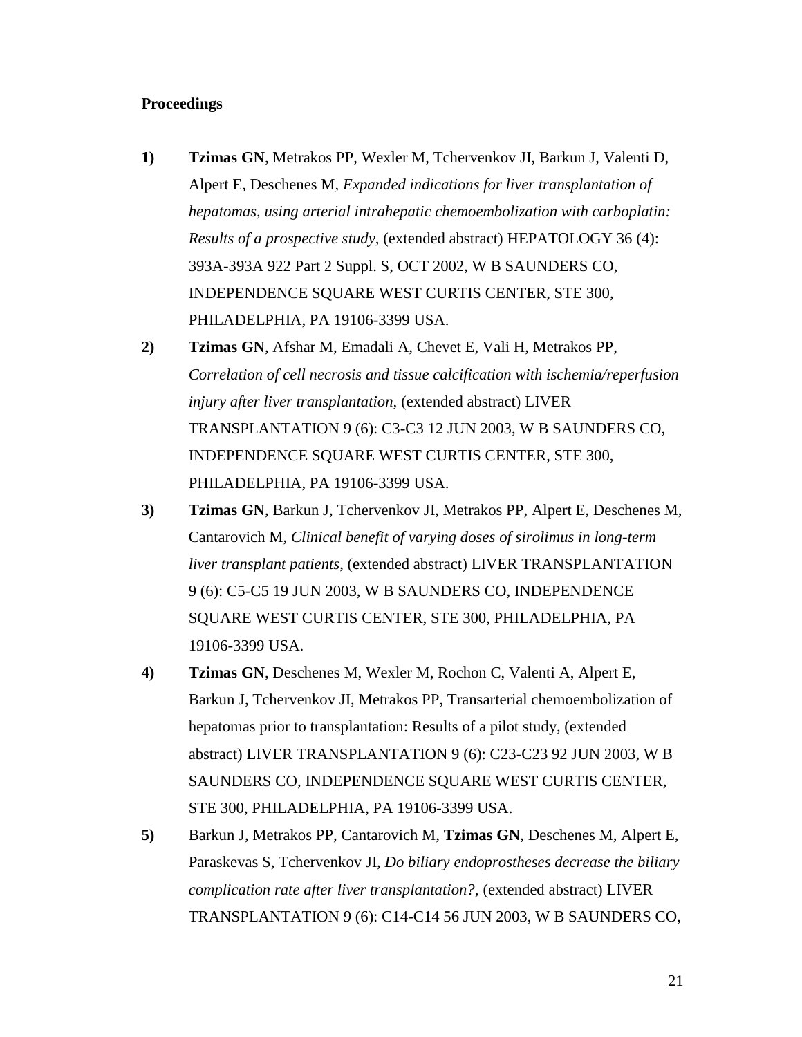**Proceedings**

1) **Tzimas GN**, Metrakos PP, Wexler M, Tchervenkov JI, Barkun J, Valenti D, Alpert E, Deschenes M, *Expanded indications for liver transplantation of hepatomas, using arterial intrahepatic chemoembolization with carboplatin: Results of a prospective study,* (extended abstract) HEPATOLOGY 36 (4): 393A-393A 922 Part 2 Suppl. S, OCT 2002, W B SAUNDERS CO, INDEPENDENCE SQUARE WEST CURTIS CENTER, STE 300, PHILADELPHIA, PA 19106-3399 USA.

2) **Tzimas GN**, Afshar M, Emadali A, Chevet E, Vali H, Metrakos PP, *Correlation of cell necrosis and tissue calcification with ischemia/reperfusion injury after liver transplantation*, (extended abstract) LIVER TRANSPLANTATION 9 (6): C3-C3 12 JUN 2003, W B SAUNDERS CO, INDEPENDENCE SQUARE WEST CURTIS CENTER, STE 300, PHILADELPHIA, PA 19106-3399 USA.

3) **Tzimas GN**, Barkun J, Tchervenkov JI, Metrakos PP, Alpert E, Deschenes M, Cantarovich M, *Clinical benefit of varying doses of sirolimus in long-term liver transplant patients*, (extended abstract) LIVER TRANSPLANTATION 9 (6): C5-C5 19 JUN 2003, W B SAUNDERS CO, INDEPENDENCE SQUARE WEST CURTIS CENTER, STE 300, PHILADELPHIA, PA 19106-3399 USA.

4) **Tzimas GN**, Deschenes M, Wexler M, Rochon C, Valenti A, Alpert E, Barkun J, Tchervenkov JI, Metrakos PP, Transarterial chemoembolization of hepatomas prior to transplantation: Results of a pilot study, (extended abstract) LIVER TRANSPLANTATION 9 (6): C23-C23 92 JUN 2003, W B SAUNDERS CO, INDEPENDENCE SQUARE WEST CURTIS CENTER, STE 300, PHILADELPHIA, PA 19106-3399 USA.

5) Barkun J, Metrakos PP, Cantarovich M, **Tzimas GN**, Deschenes M, Alpert E, Paraskevas S, Tchervenkov JI, *Do biliary endoprostheses decrease the biliary complication rate after liver transplantation?*, (extended abstract) LIVER TRANSPLANTATION 9 (6): C14-C14 56 JUN 2003, W B SAUNDERS CO,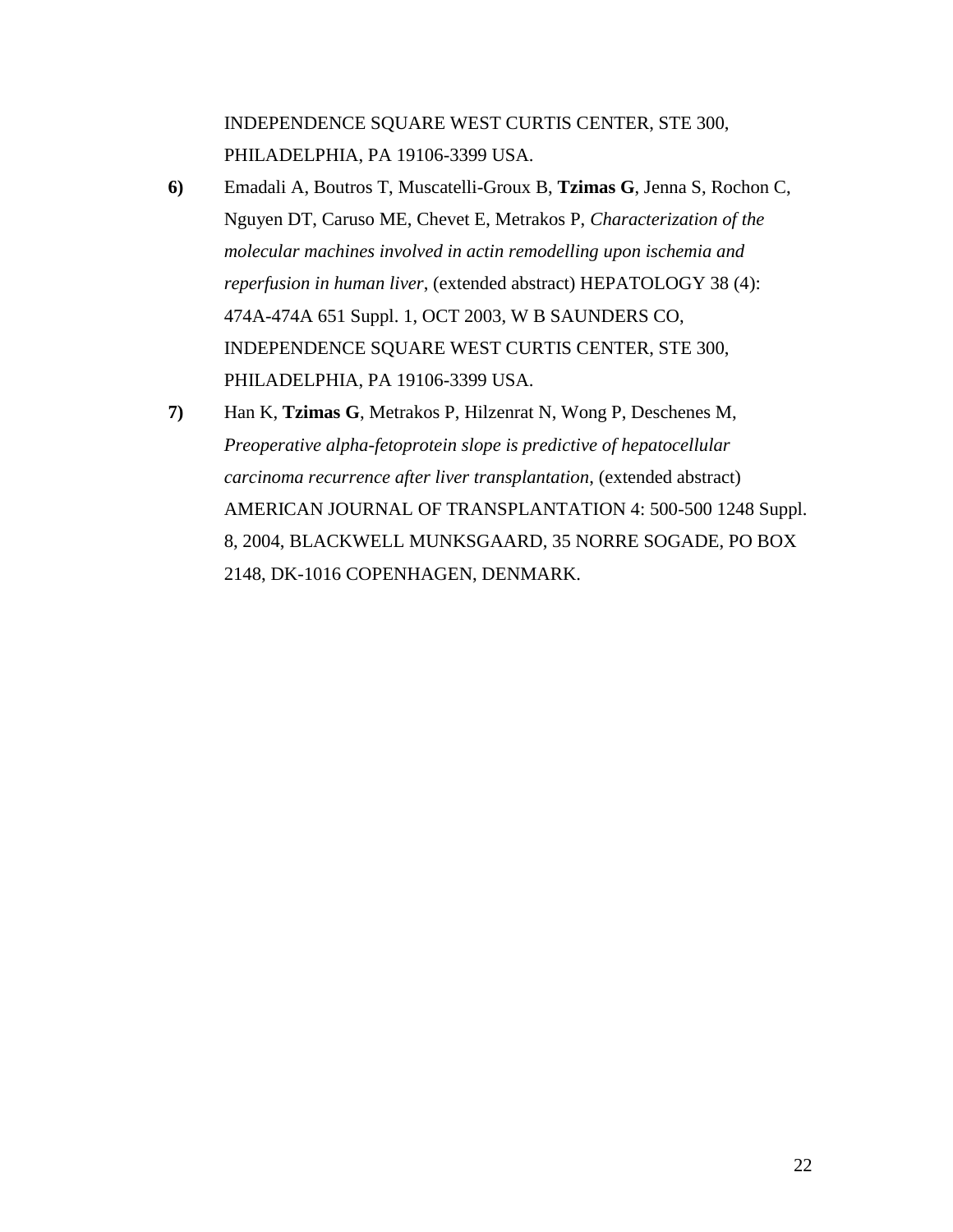INDEPENDENCE SQUARE WEST CURTIS CENTER, STE 300, PHILADELPHIA, PA 19106-3399 USA.

**6)** Emadali A, Boutros T, Muscatelli-Groux B, **Tzimas G**, Jenna S, Rochon C, Nguyen DT, Caruso ME, Chevet E, Metrakos P, *Characterization of the molecular machines involved in actin remodelling upon ischemia and reperfusion in human liver*, (extended abstract) HEPATOLOGY 38 (4): 474A-474A 651 Suppl. 1, OCT 2003, W B SAUNDERS CO, INDEPENDENCE SQUARE WEST CURTIS CENTER, STE 300, PHILADELPHIA, PA 19106-3399 USA.

**7)** Han K, **Tzimas G**, Metrakos P, Hilzenrat N, Wong P, Deschenes M, *Preoperative alpha-fetoprotein slope is predictive of hepatocellular carcinoma recurrence after liver transplantation*, (extended abstract) AMERICAN JOURNAL OF TRANSPLANTATION 4: 500-500 1248 Suppl. 8, 2004, BLACKWELL MUNKSGAARD, 35 NORRE SOGADE, PO BOX 2148, DK-1016 COPENHAGEN, DENMARK.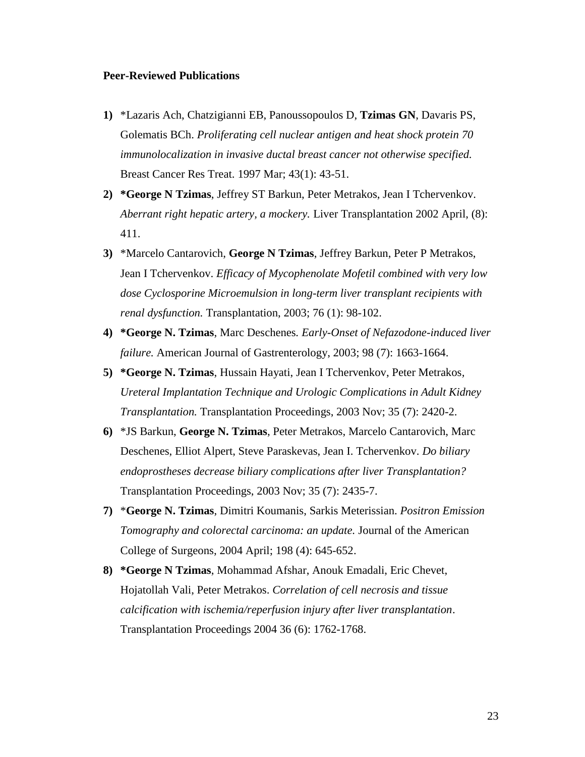**Peer-Reviewed Publications**

1) *Lazaris Ach, Chatzigianni EB, Panoussopoulos D, **Tzimas GN**, Davaris PS, Golematis BCh. *Proliferating cell nuclear antigen and heat shock protein 70 immunolocalization in invasive ductal breast cancer not otherwise specified.* Breast Cancer Res Treat. 1997 Mar; 43(1): 43-51.

2) ***George N Tzimas**, Jeffrey ST Barkun, Peter Metrakos, Jean I Tchervenkov. *Aberrant right hepatic artery, a mockery.* Liver Transplantation 2002 April, (8): 411.

3) *Marcelo Cantarovich, **George N Tzimas**, Jeffrey Barkun, Peter P Metrakos, Jean I Tchervenkov. *Efficacy of Mycophenolate Mofetil combined with very low dose Cyclosporine Microemulsion in long-term liver transplant recipients with renal dysfunction.* Transplantation, 2003; 76 (1): 98-102.

4) ***George N. Tzimas**, Marc Deschenes. *Early-Onset of Nefazodone-induced liver failure.* American Journal of Gastrenterology, 2003; 98 (7): 1663-1664.

5) ***George N. Tzimas**, Hussain Hayati, Jean I Tchervenkov, Peter Metrakos, *Ureteral Implantation Technique and Urologic Complications in Adult Kidney Transplantation.* Transplantation Proceedings, 2003 Nov; 35 (7): 2420-2.

6) *JS Barkun, **George N. Tzimas**, Peter Metrakos, Marcelo Cantarovich, Marc Deschenes, Elliot Alpert, Steve Paraskevas, Jean I. Tchervenkov. *Do biliary endoprostheses decrease biliary complications after liver Transplantation?* Transplantation Proceedings, 2003 Nov; 35 (7): 2435-7.

7) ***George N. Tzimas**, Dimitri Koumanis, Sarkis Meterissian. *Positron Emission Tomography and colorectal carcinoma: an update.* Journal of the American College of Surgeons, 2004 April; 198 (4): 645-652.

8) ***George N Tzimas**, Mohammad Afshar, Anouk Emadali, Eric Chevet, Hojatollah Vali, Peter Metrakos. *Correlation of cell necrosis and tissue calcification with ischemia/reperfusion injury after liver transplantation*. Transplantation Proceedings 2004 36 (6): 1762-1768.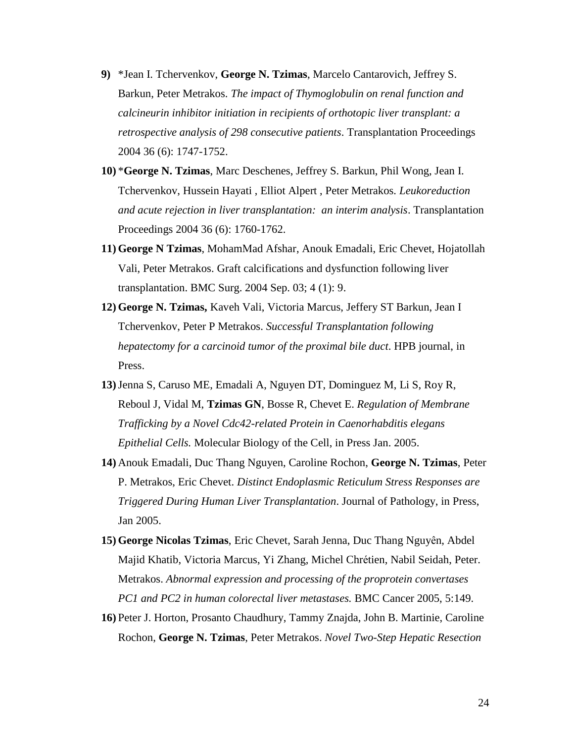**9)** *Jean I. Tchervenkov, **George N. Tzimas**, Marcelo Cantarovich, Jeffrey S. Barkun, Peter Metrakos. *The impact of Thymoglobulin on renal function and calcineurin inhibitor initiation in recipients of orthotopic liver transplant: a retrospective analysis of 298 consecutive patients*. Transplantation Proceedings 2004 36 (6): 1747-1752.

**10)** ***George N. Tzimas**, Marc Deschenes, Jeffrey S. Barkun, Phil Wong, Jean I. Tchervenkov, Hussein Hayati , Elliot Alpert , Peter Metrakos. *Leukoreduction and acute rejection in liver transplantation: an interim analysis*. Transplantation Proceedings 2004 36 (6): 1760-1762.

**11)** **George N Tzimas**, MohamMad Afshar, Anouk Emadali, Eric Chevet, Hojatollah Vali, Peter Metrakos. Graft calcifications and dysfunction following liver transplantation. BMC Surg. 2004 Sep. 03; 4 (1): 9.

**12)** **George N. Tzimas,** Kaveh Vali, Victoria Marcus, Jeffery ST Barkun, Jean I Tchervenkov, Peter P Metrakos. *Successful Transplantation following hepatectomy for a carcinoid tumor of the proximal bile duct*. HPB journal, in Press.

**13)** Jenna S, Caruso ME, Emadali A, Nguyen DT, Dominguez M, Li S, Roy R, Reboul J, Vidal M, **Tzimas GN**, Bosse R, Chevet E. *Regulation of Membrane Trafficking by a Novel Cdc42-related Protein in Caenorhabditis elegans Epithelial Cells.* Molecular Biology of the Cell, in Press Jan. 2005.

**14)** Anouk Emadali, Duc Thang Nguyen, Caroline Rochon, **George N. Tzimas**, Peter P. Metrakos, Eric Chevet. *Distinct Endoplasmic Reticulum Stress Responses are Triggered During Human Liver Transplantation*. Journal of Pathology, in Press, Jan 2005.

**15)** **George Nicolas Tzimas**, Eric Chevet, Sarah Jenna, Duc Thang Nguyên, Abdel Majid Khatib, Victoria Marcus, Yi Zhang, Michel Chrétien, Nabil Seidah, Peter. Metrakos. *Abnormal expression and processing of the proprotein convertases PC1 and PC2 in human colorectal liver metastases.* BMC Cancer 2005, 5:149.

**16)** Peter J. Horton, Prosanto Chaudhury, Tammy Znajda, John B. Martinie, Caroline Rochon, **George N. Tzimas**, Peter Metrakos. *Novel Two-Step Hepatic Resection*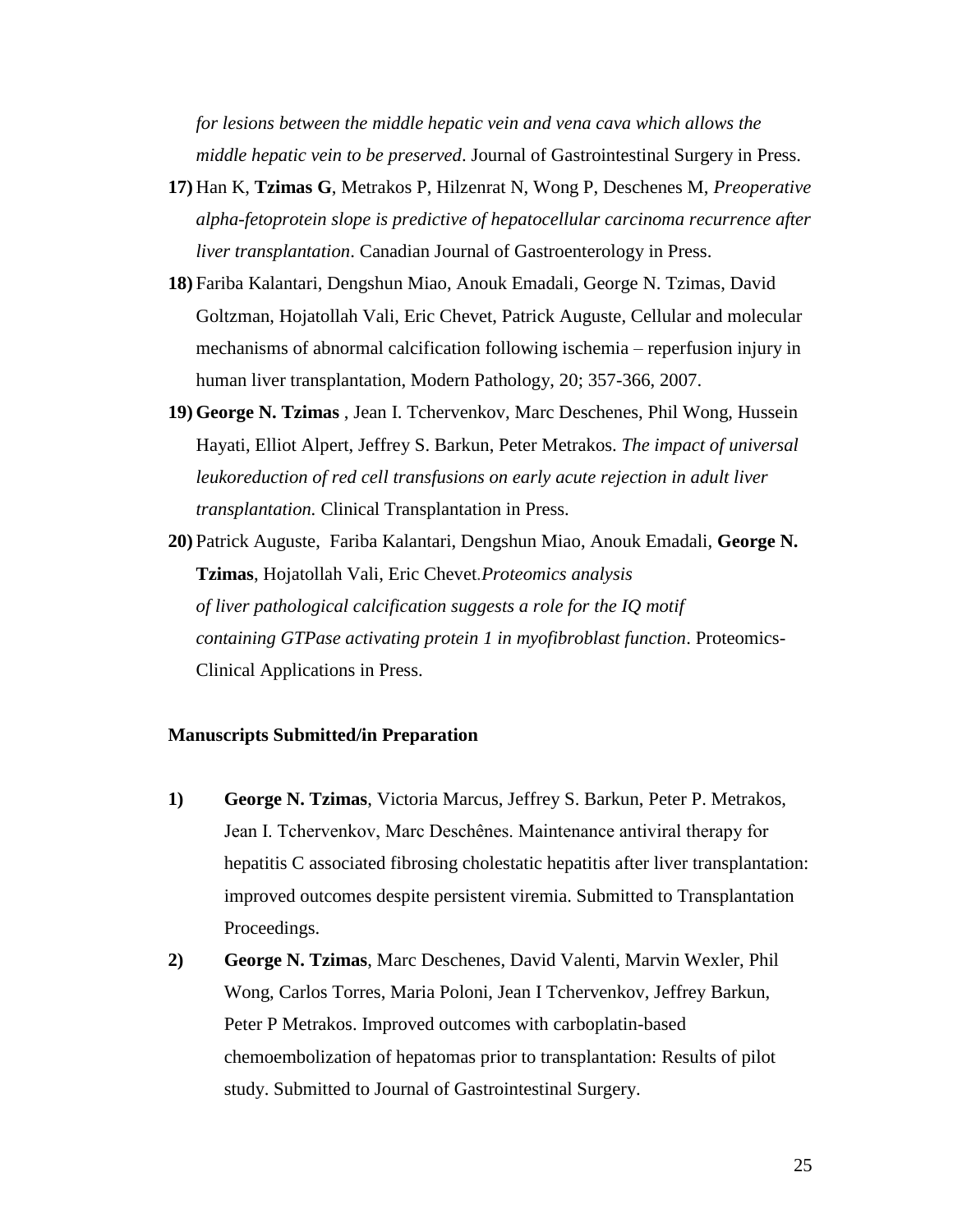*for lesions between the middle hepatic vein and vena cava which allows the middle hepatic vein to be preserved*. Journal of Gastrointestinal Surgery in Press.

**17)** Han K, **Tzimas G**, Metrakos P, Hilzenrat N, Wong P, Deschenes M, *Preoperative alpha-fetoprotein slope is predictive of hepatocellular carcinoma recurrence after liver transplantation*. Canadian Journal of Gastroenterology in Press.

**18)** Fariba Kalantari, Dengshun Miao, Anouk Emadali, George N. Tzimas, David Goltzman, Hojatollah Vali, Eric Chevet, Patrick Auguste, Cellular and molecular mechanisms of abnormal calcification following ischemia – reperfusion injury in human liver transplantation, Modern Pathology, 20; 357-366, 2007.

**19)** **George N. Tzimas** , Jean I. Tchervenkov, Marc Deschenes, Phil Wong, Hussein Hayati, Elliot Alpert, Jeffrey S. Barkun, Peter Metrakos. *The impact of universal leukoreduction of red cell transfusions on early acute rejection in adult liver transplantation.* Clinical Transplantation in Press.

**20)** Patrick Auguste, Fariba Kalantari, Dengshun Miao, Anouk Emadali, **George N. Tzimas**, Hojatollah Vali, Eric Chevet.*Proteomics analysis of liver pathological calcification suggests a role for the IQ motif containing GTPase activating protein 1 in myofibroblast function*. Proteomics-Clinical Applications in Press.

**Manuscripts Submitted/in Preparation**

**1)** **George N. Tzimas**, Victoria Marcus, Jeffrey S. Barkun, Peter P. Metrakos, Jean I. Tchervenkov, Marc Deschênes. Maintenance antiviral therapy for hepatitis C associated fibrosing cholestatic hepatitis after liver transplantation: improved outcomes despite persistent viremia. Submitted to Transplantation Proceedings.

**2)** **George N. Tzimas**, Marc Deschenes, David Valenti, Marvin Wexler, Phil Wong, Carlos Torres, Maria Poloni, Jean I Tchervenkov, Jeffrey Barkun, Peter P Metrakos. Improved outcomes with carboplatin-based chemoembolization of hepatomas prior to transplantation: Results of pilot study. Submitted to Journal of Gastrointestinal Surgery.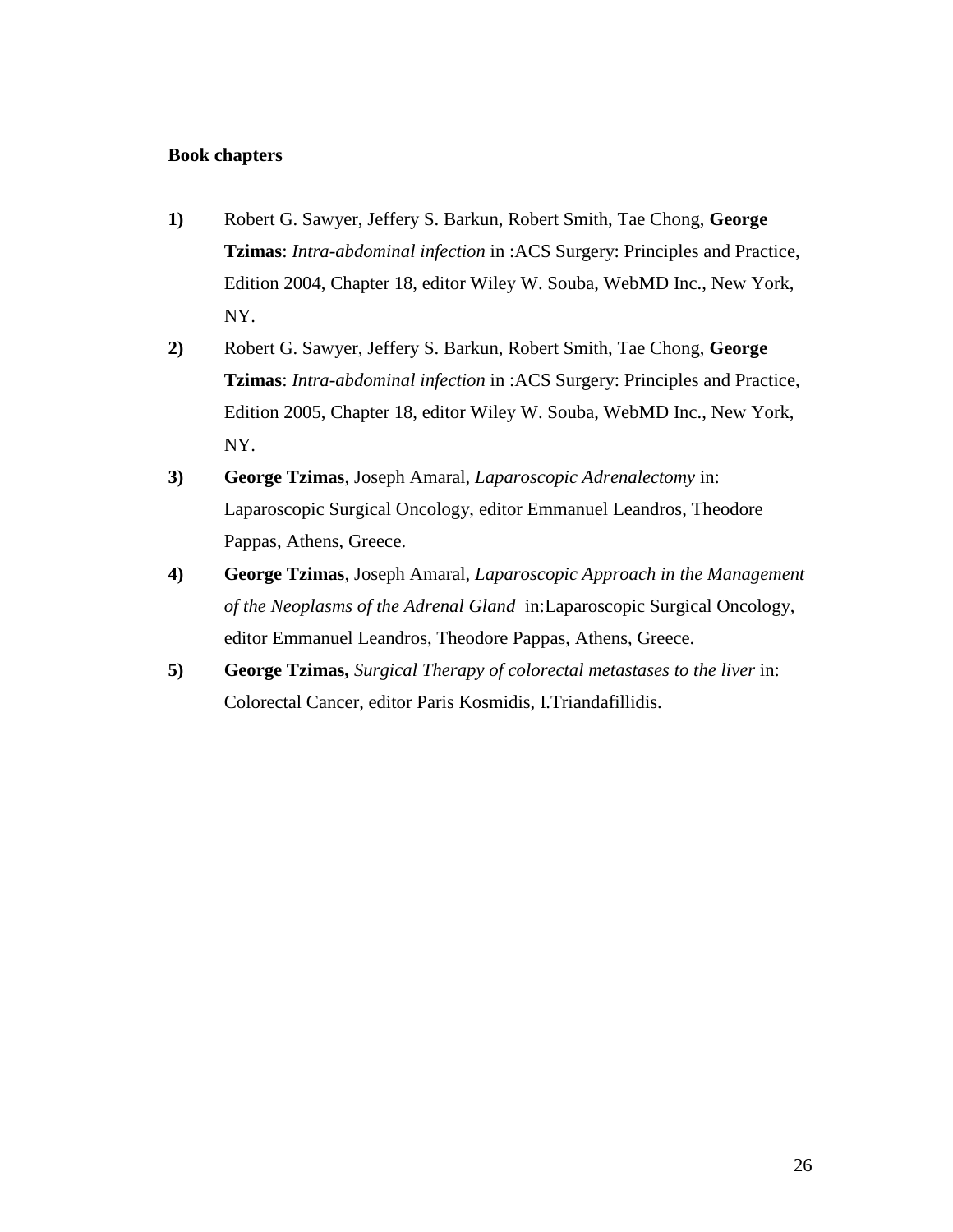**Book chapters**

**1)** Robert G. Sawyer, Jeffery S. Barkun, Robert Smith, Tae Chong, **George Tzimas**: *Intra-abdominal infection* in :ACS Surgery: Principles and Practice, Edition 2004, Chapter 18, editor Wiley W. Souba, WebMD Inc., New York, NY.

**2)** Robert G. Sawyer, Jeffery S. Barkun, Robert Smith, Tae Chong, **George Tzimas**: *Intra-abdominal infection* in :ACS Surgery: Principles and Practice, Edition 2005, Chapter 18, editor Wiley W. Souba, WebMD Inc., New York, NY.

**3)** **George Tzimas**, Joseph Amaral, *Laparoscopic Adrenalectomy* in: Laparoscopic Surgical Oncology, editor Emmanuel Leandros, Theodore Pappas, Athens, Greece.

**4)** **George Tzimas**, Joseph Amaral, *Laparoscopic Approach in the Management of the Neoplasms of the Adrenal Gland* in:Laparoscopic Surgical Oncology, editor Emmanuel Leandros, Theodore Pappas, Athens, Greece.

**5)** **George Tzimas,** *Surgical Therapy of colorectal metastases to the liver* in: Colorectal Cancer, editor Paris Kosmidis, I.Triandafillidis.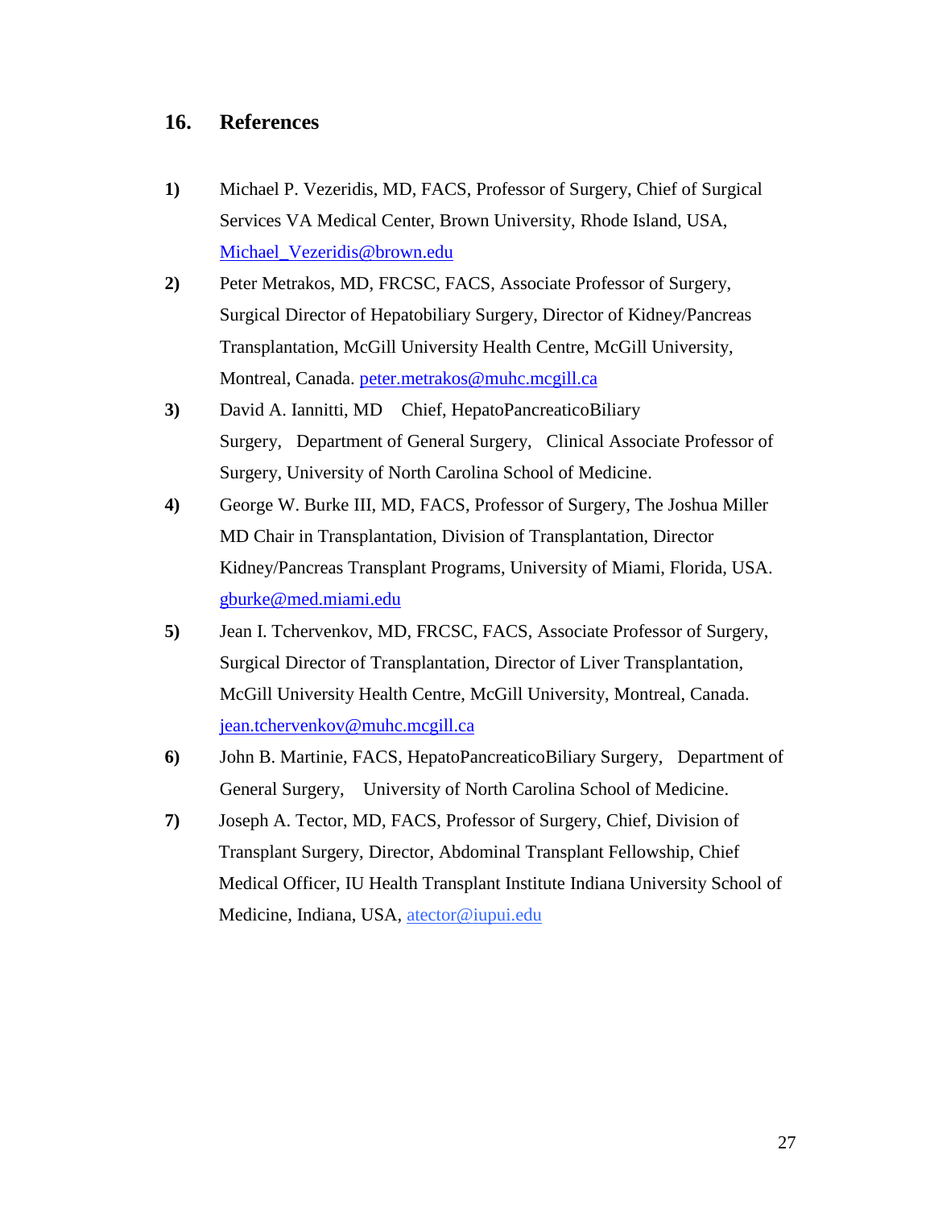## 16. References

1) Michael P. Vezeridis, MD, FACS, Professor of Surgery, Chief of Surgical Services VA Medical Center, Brown University, Rhode Island, USA, Michael_Vezeridis@brown.edu

2) Peter Metrakos, MD, FRCSC, FACS, Associate Professor of Surgery, Surgical Director of Hepatobiliary Surgery, Director of Kidney/Pancreas Transplantation, McGill University Health Centre, McGill University, Montreal, Canada. peter.metrakos@muhc.mcgill.ca

3) David A. Iannitti, MD Chief, HepatoPancreaticoBiliary Surgery, Department of General Surgery, Clinical Associate Professor of Surgery, University of North Carolina School of Medicine.

4) George W. Burke III, MD, FACS, Professor of Surgery, The Joshua Miller MD Chair in Transplantation, Division of Transplantation, Director Kidney/Pancreas Transplant Programs, University of Miami, Florida, USA. gburke@med.miami.edu

5) Jean I. Tchervenkov, MD, FRCSC, FACS, Associate Professor of Surgery, Surgical Director of Transplantation, Director of Liver Transplantation, McGill University Health Centre, McGill University, Montreal, Canada. jean.tchervenkov@muhc.mcgill.ca

6) John B. Martinie, FACS, HepatoPancreaticoBiliary Surgery, Department of General Surgery, University of North Carolina School of Medicine.

7) Joseph A. Tector, MD, FACS, Professor of Surgery, Chief, Division of Transplant Surgery, Director, Abdominal Transplant Fellowship, Chief Medical Officer, IU Health Transplant Institute Indiana University School of Medicine, Indiana, USA, atector@iupui.edu